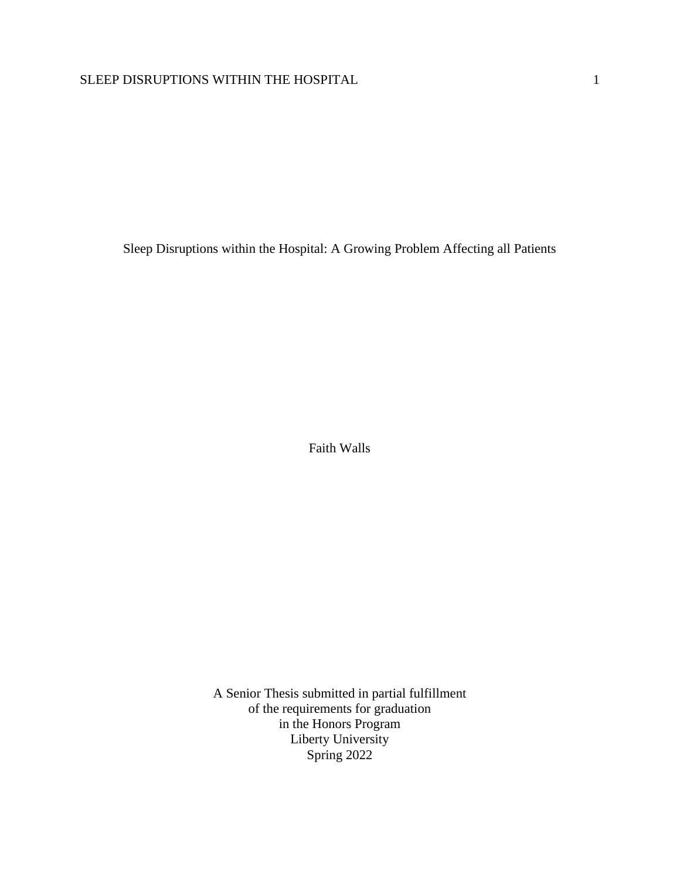# Sleep Disruptions within the Hospital: A Growing Problem Affecting all Patients

Faith Walls

A Senior Thesis submitted in partial fulfillment
of the requirements for graduation
in the Honors Program
Liberty University
Spring 2022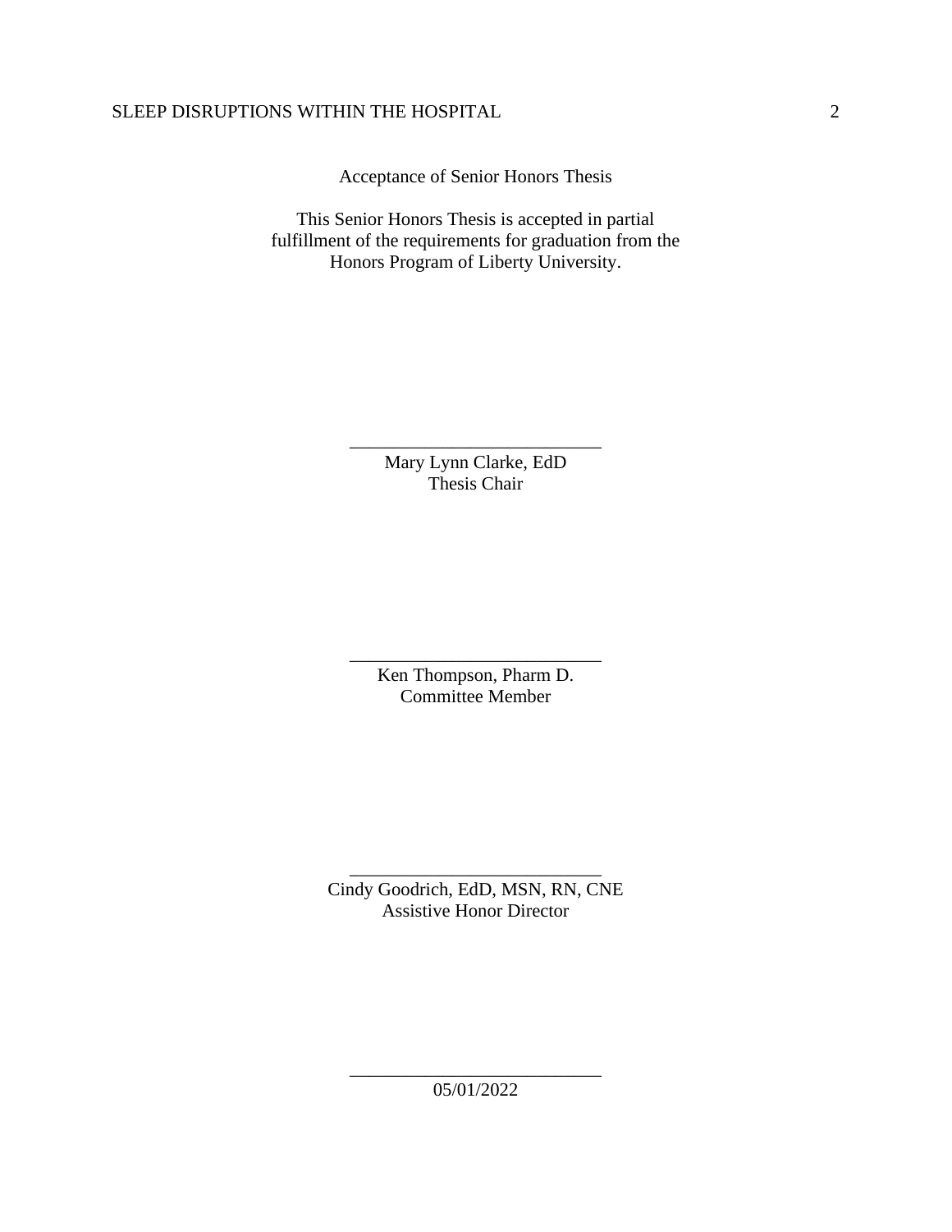Acceptance of Senior Honors Thesis

This Senior Honors Thesis is accepted in partial fulfillment of the requirements for graduation from the Honors Program of Liberty University.

______________________________
Mary Lynn Clarke, EdD
Thesis Chair

______________________________
Ken Thompson, Pharm D.
Committee Member

______________________________
Cindy Goodrich, EdD, MSN, RN, CNE
Assistive Honor Director

______________________________
05/01/2022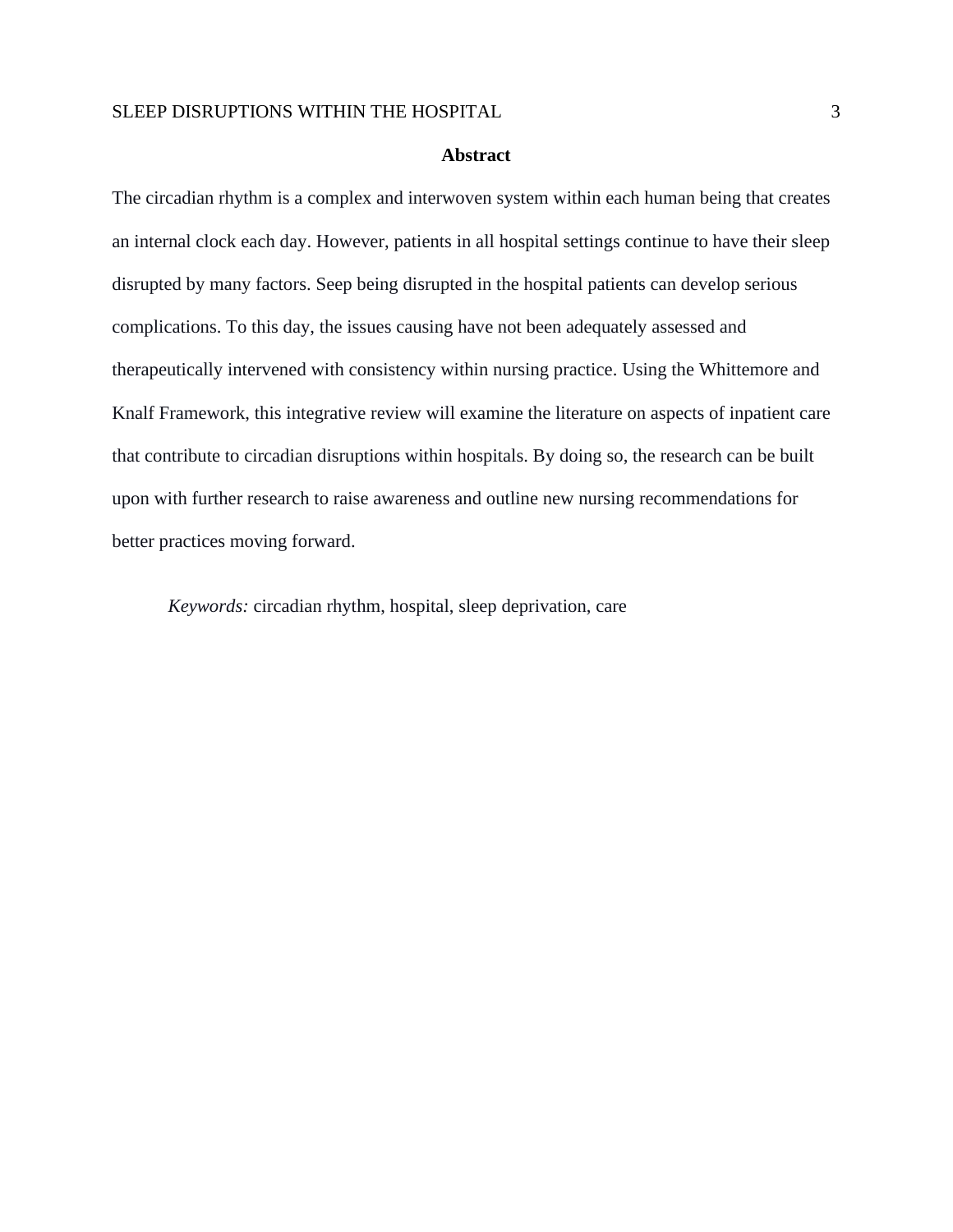# Abstract

The circadian rhythm is a complex and interwoven system within each human being that creates an internal clock each day. However, patients in all hospital settings continue to have their sleep disrupted by many factors. Seep being disrupted in the hospital patients can develop serious complications. To this day, the issues causing have not been adequately assessed and therapeutically intervened with consistency within nursing practice. Using the Whittemore and Knalf Framework, this integrative review will examine the literature on aspects of inpatient care that contribute to circadian disruptions within hospitals. By doing so, the research can be built upon with further research to raise awareness and outline new nursing recommendations for better practices moving forward.

*Keywords:* circadian rhythm, hospital, sleep deprivation, care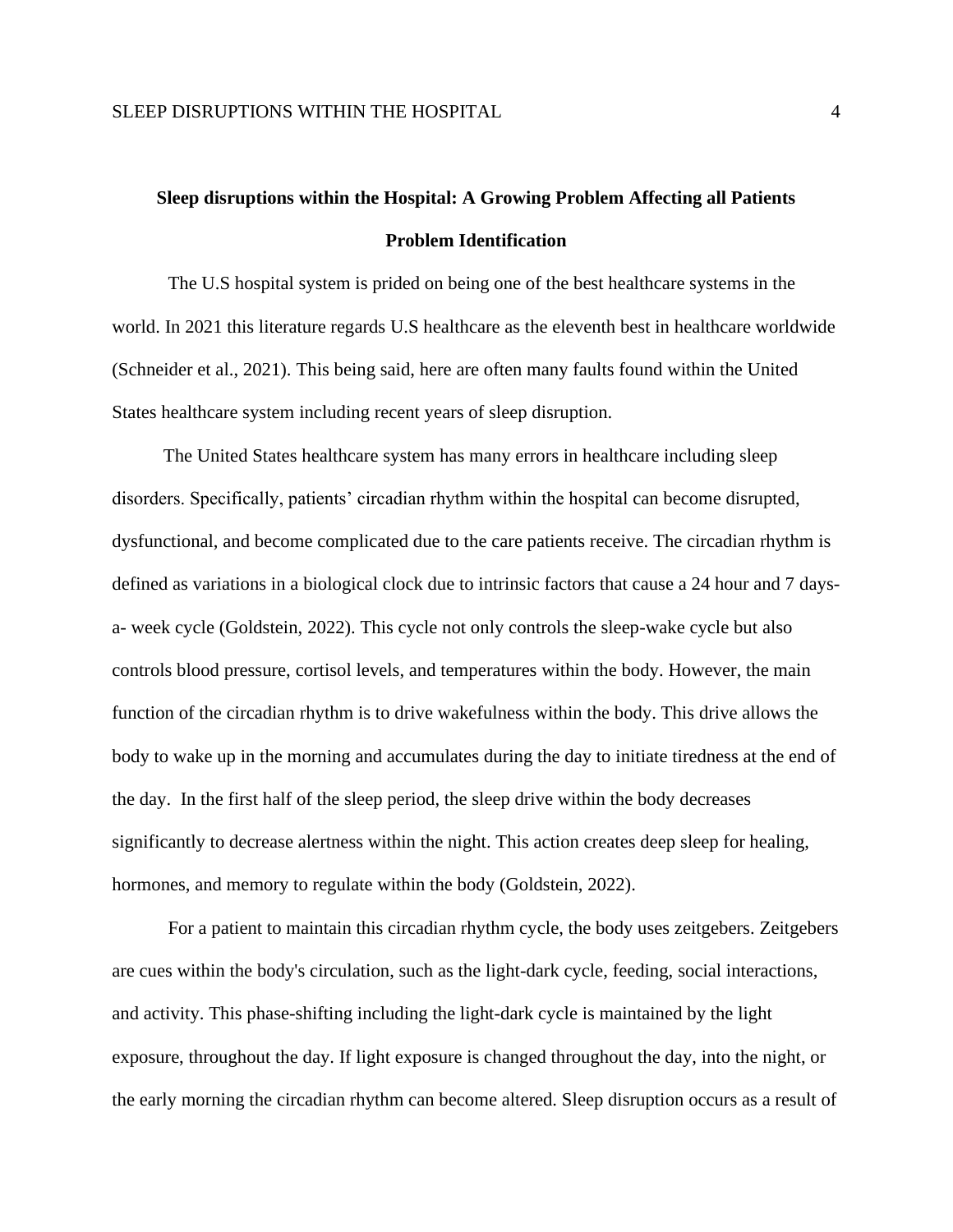# Sleep disruptions within the Hospital: A Growing Problem Affecting all Patients

## Problem Identification

The U.S hospital system is prided on being one of the best healthcare systems in the world. In 2021 this literature regards U.S healthcare as the eleventh best in healthcare worldwide (Schneider et al., 2021). This being said, here are often many faults found within the United States healthcare system including recent years of sleep disruption.

The United States healthcare system has many errors in healthcare including sleep disorders. Specifically, patients' circadian rhythm within the hospital can become disrupted, dysfunctional, and become complicated due to the care patients receive. The circadian rhythm is defined as variations in a biological clock due to intrinsic factors that cause a 24 hour and 7 days-a- week cycle (Goldstein, 2022). This cycle not only controls the sleep-wake cycle but also controls blood pressure, cortisol levels, and temperatures within the body. However, the main function of the circadian rhythm is to drive wakefulness within the body. This drive allows the body to wake up in the morning and accumulates during the day to initiate tiredness at the end of the day. In the first half of the sleep period, the sleep drive within the body decreases significantly to decrease alertness within the night. This action creates deep sleep for healing, hormones, and memory to regulate within the body (Goldstein, 2022).

For a patient to maintain this circadian rhythm cycle, the body uses zeitgebers. Zeitgebers are cues within the body's circulation, such as the light-dark cycle, feeding, social interactions, and activity. This phase-shifting including the light-dark cycle is maintained by the light exposure, throughout the day. If light exposure is changed throughout the day, into the night, or the early morning the circadian rhythm can become altered. Sleep disruption occurs as a result of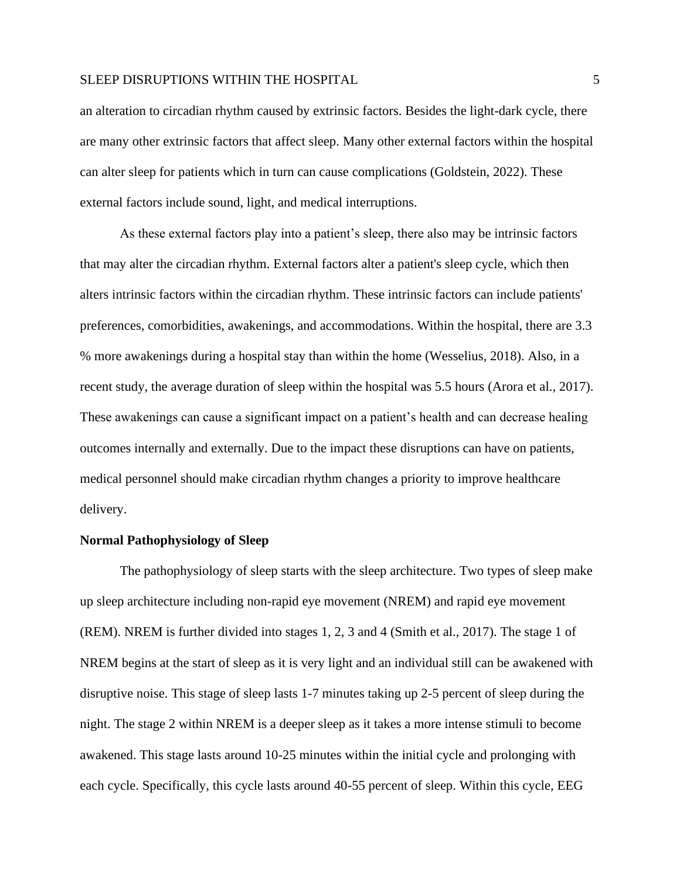an alteration to circadian rhythm caused by extrinsic factors. Besides the light-dark cycle, there are many other extrinsic factors that affect sleep. Many other external factors within the hospital can alter sleep for patients which in turn can cause complications (Goldstein, 2022). These external factors include sound, light, and medical interruptions.

As these external factors play into a patient's sleep, there also may be intrinsic factors that may alter the circadian rhythm. External factors alter a patient's sleep cycle, which then alters intrinsic factors within the circadian rhythm. These intrinsic factors can include patients' preferences, comorbidities, awakenings, and accommodations. Within the hospital, there are 3.3 % more awakenings during a hospital stay than within the home (Wesselius, 2018). Also, in a recent study, the average duration of sleep within the hospital was 5.5 hours (Arora et al., 2017). These awakenings can cause a significant impact on a patient's health and can decrease healing outcomes internally and externally. Due to the impact these disruptions can have on patients, medical personnel should make circadian rhythm changes a priority to improve healthcare delivery.

**Normal Pathophysiology of Sleep**

The pathophysiology of sleep starts with the sleep architecture. Two types of sleep make up sleep architecture including non-rapid eye movement (NREM) and rapid eye movement (REM). NREM is further divided into stages 1, 2, 3 and 4 (Smith et al., 2017). The stage 1 of NREM begins at the start of sleep as it is very light and an individual still can be awakened with disruptive noise. This stage of sleep lasts 1-7 minutes taking up 2-5 percent of sleep during the night. The stage 2 within NREM is a deeper sleep as it takes a more intense stimuli to become awakened. This stage lasts around 10-25 minutes within the initial cycle and prolonging with each cycle. Specifically, this cycle lasts around 40-55 percent of sleep. Within this cycle, EEG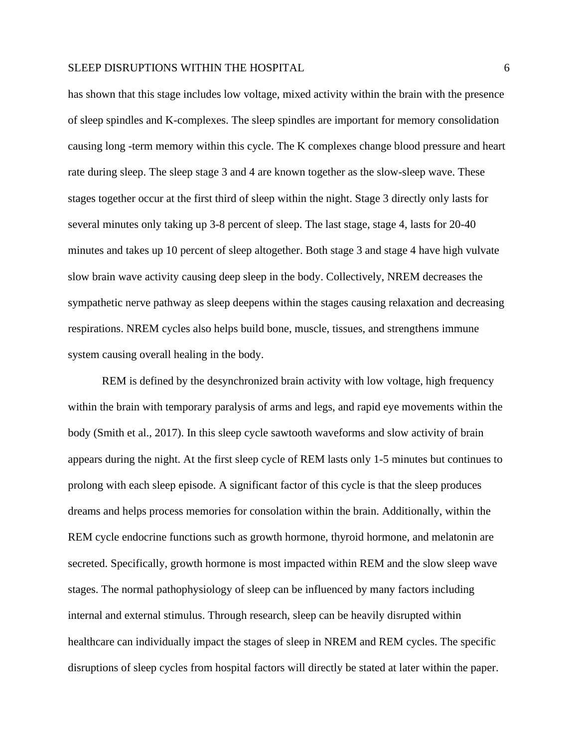has shown that this stage includes low voltage, mixed activity within the brain with the presence of sleep spindles and K-complexes. The sleep spindles are important for memory consolidation causing long -term memory within this cycle. The K complexes change blood pressure and heart rate during sleep. The sleep stage 3 and 4 are known together as the slow-sleep wave. These stages together occur at the first third of sleep within the night. Stage 3 directly only lasts for several minutes only taking up 3-8 percent of sleep. The last stage, stage 4, lasts for 20-40 minutes and takes up 10 percent of sleep altogether. Both stage 3 and stage 4 have high vulvate slow brain wave activity causing deep sleep in the body. Collectively, NREM decreases the sympathetic nerve pathway as sleep deepens within the stages causing relaxation and decreasing respirations. NREM cycles also helps build bone, muscle, tissues, and strengthens immune system causing overall healing in the body.

REM is defined by the desynchronized brain activity with low voltage, high frequency within the brain with temporary paralysis of arms and legs, and rapid eye movements within the body (Smith et al., 2017). In this sleep cycle sawtooth waveforms and slow activity of brain appears during the night. At the first sleep cycle of REM lasts only 1-5 minutes but continues to prolong with each sleep episode. A significant factor of this cycle is that the sleep produces dreams and helps process memories for consolation within the brain. Additionally, within the REM cycle endocrine functions such as growth hormone, thyroid hormone, and melatonin are secreted. Specifically, growth hormone is most impacted within REM and the slow sleep wave stages. The normal pathophysiology of sleep can be influenced by many factors including internal and external stimulus. Through research, sleep can be heavily disrupted within healthcare can individually impact the stages of sleep in NREM and REM cycles. The specific disruptions of sleep cycles from hospital factors will directly be stated at later within the paper.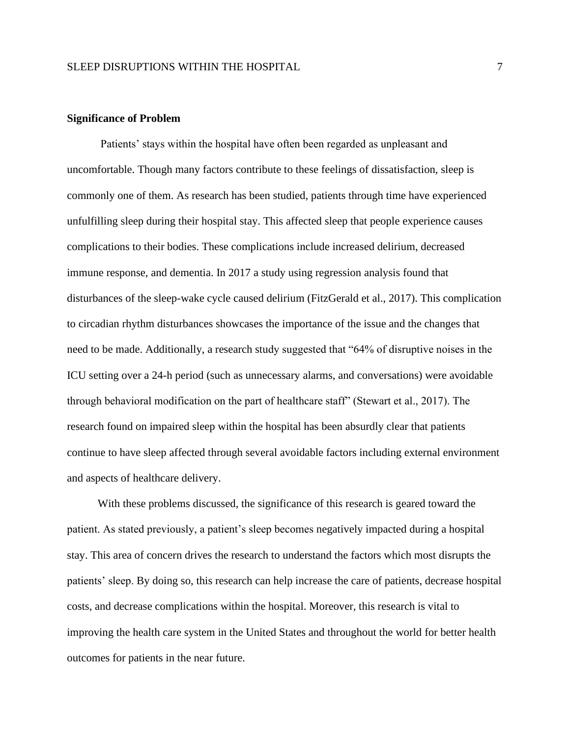**Significance of Problem**

Patients' stays within the hospital have often been regarded as unpleasant and uncomfortable. Though many factors contribute to these feelings of dissatisfaction, sleep is commonly one of them. As research has been studied, patients through time have experienced unfulfilling sleep during their hospital stay. This affected sleep that people experience causes complications to their bodies. These complications include increased delirium, decreased immune response, and dementia. In 2017 a study using regression analysis found that disturbances of the sleep-wake cycle caused delirium (FitzGerald et al., 2017). This complication to circadian rhythm disturbances showcases the importance of the issue and the changes that need to be made. Additionally, a research study suggested that "64% of disruptive noises in the ICU setting over a 24-h period (such as unnecessary alarms, and conversations) were avoidable through behavioral modification on the part of healthcare staff" (Stewart et al., 2017). The research found on impaired sleep within the hospital has been absurdly clear that patients continue to have sleep affected through several avoidable factors including external environment and aspects of healthcare delivery.

With these problems discussed, the significance of this research is geared toward the patient. As stated previously, a patient's sleep becomes negatively impacted during a hospital stay. This area of concern drives the research to understand the factors which most disrupts the patients' sleep. By doing so, this research can help increase the care of patients, decrease hospital costs, and decrease complications within the hospital. Moreover, this research is vital to improving the health care system in the United States and throughout the world for better health outcomes for patients in the near future.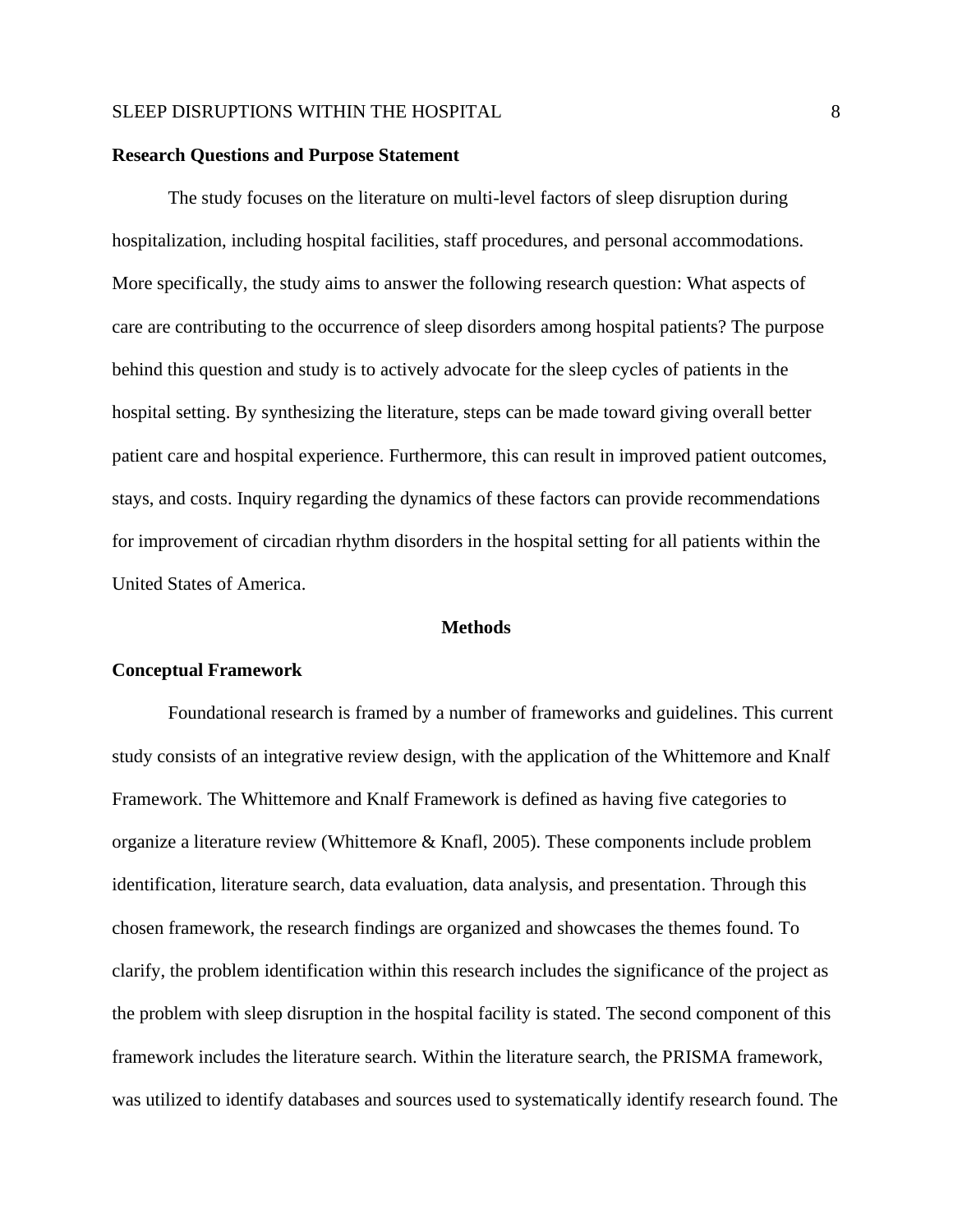## Research Questions and Purpose Statement

The study focuses on the literature on multi-level factors of sleep disruption during hospitalization, including hospital facilities, staff procedures, and personal accommodations. More specifically, the study aims to answer the following research question: What aspects of care are contributing to the occurrence of sleep disorders among hospital patients? The purpose behind this question and study is to actively advocate for the sleep cycles of patients in the hospital setting. By synthesizing the literature, steps can be made toward giving overall better patient care and hospital experience. Furthermore, this can result in improved patient outcomes, stays, and costs. Inquiry regarding the dynamics of these factors can provide recommendations for improvement of circadian rhythm disorders in the hospital setting for all patients within the United States of America.

# Methods

## Conceptual Framework

Foundational research is framed by a number of frameworks and guidelines. This current study consists of an integrative review design, with the application of the Whittemore and Knalf Framework. The Whittemore and Knalf Framework is defined as having five categories to organize a literature review (Whittemore & Knafl, 2005). These components include problem identification, literature search, data evaluation, data analysis, and presentation. Through this chosen framework, the research findings are organized and showcases the themes found. To clarify, the problem identification within this research includes the significance of the project as the problem with sleep disruption in the hospital facility is stated. The second component of this framework includes the literature search. Within the literature search, the PRISMA framework, was utilized to identify databases and sources used to systematically identify research found. The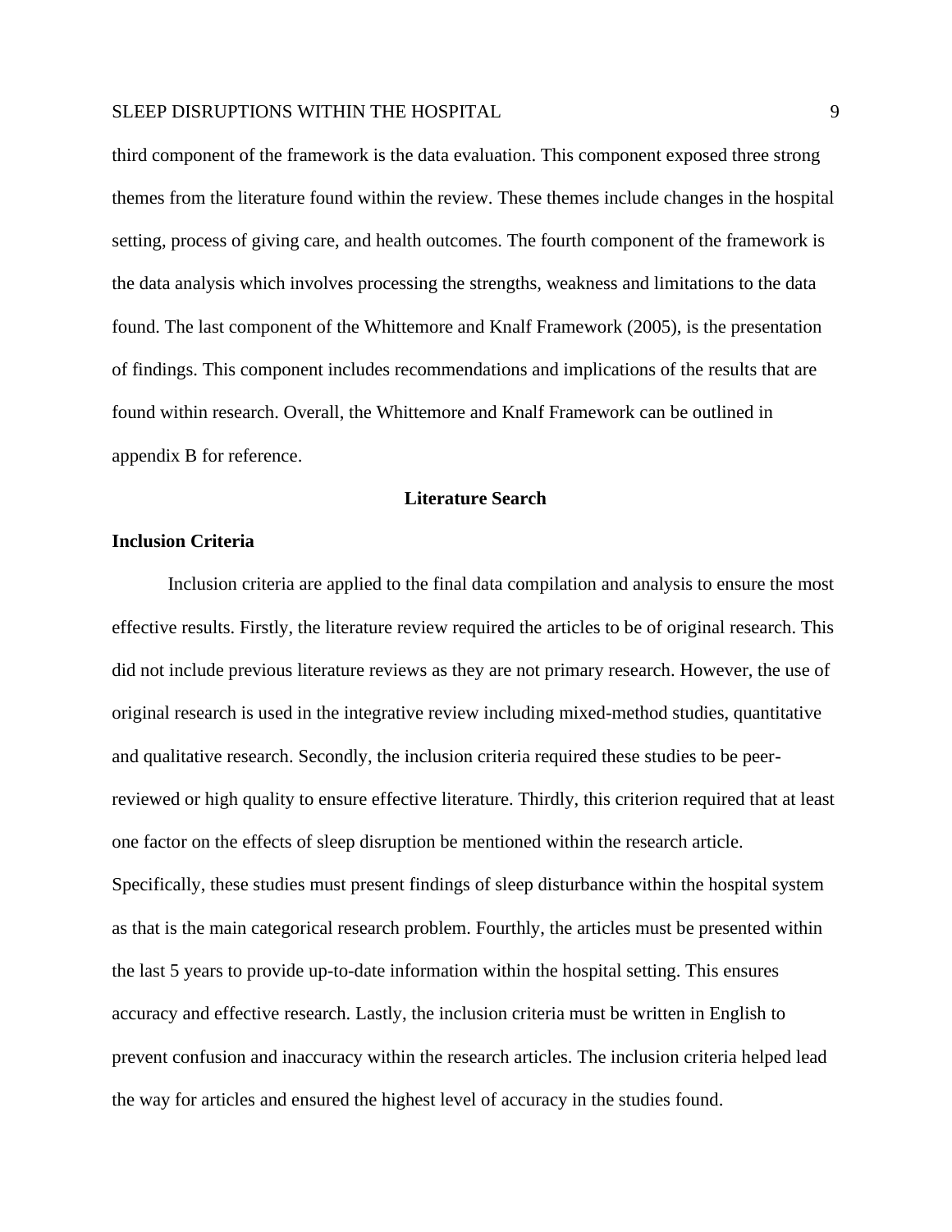third component of the framework is the data evaluation. This component exposed three strong themes from the literature found within the review. These themes include changes in the hospital setting, process of giving care, and health outcomes. The fourth component of the framework is the data analysis which involves processing the strengths, weakness and limitations to the data found. The last component of the Whittemore and Knalf Framework (2005), is the presentation of findings. This component includes recommendations and implications of the results that are found within research. Overall, the Whittemore and Knalf Framework can be outlined in appendix B for reference.

## Literature Search

### Inclusion Criteria

Inclusion criteria are applied to the final data compilation and analysis to ensure the most effective results. Firstly, the literature review required the articles to be of original research. This did not include previous literature reviews as they are not primary research. However, the use of original research is used in the integrative review including mixed-method studies, quantitative and qualitative research. Secondly, the inclusion criteria required these studies to be peer-reviewed or high quality to ensure effective literature. Thirdly, this criterion required that at least one factor on the effects of sleep disruption be mentioned within the research article. Specifically, these studies must present findings of sleep disturbance within the hospital system as that is the main categorical research problem. Fourthly, the articles must be presented within the last 5 years to provide up-to-date information within the hospital setting. This ensures accuracy and effective research. Lastly, the inclusion criteria must be written in English to prevent confusion and inaccuracy within the research articles. The inclusion criteria helped lead the way for articles and ensured the highest level of accuracy in the studies found.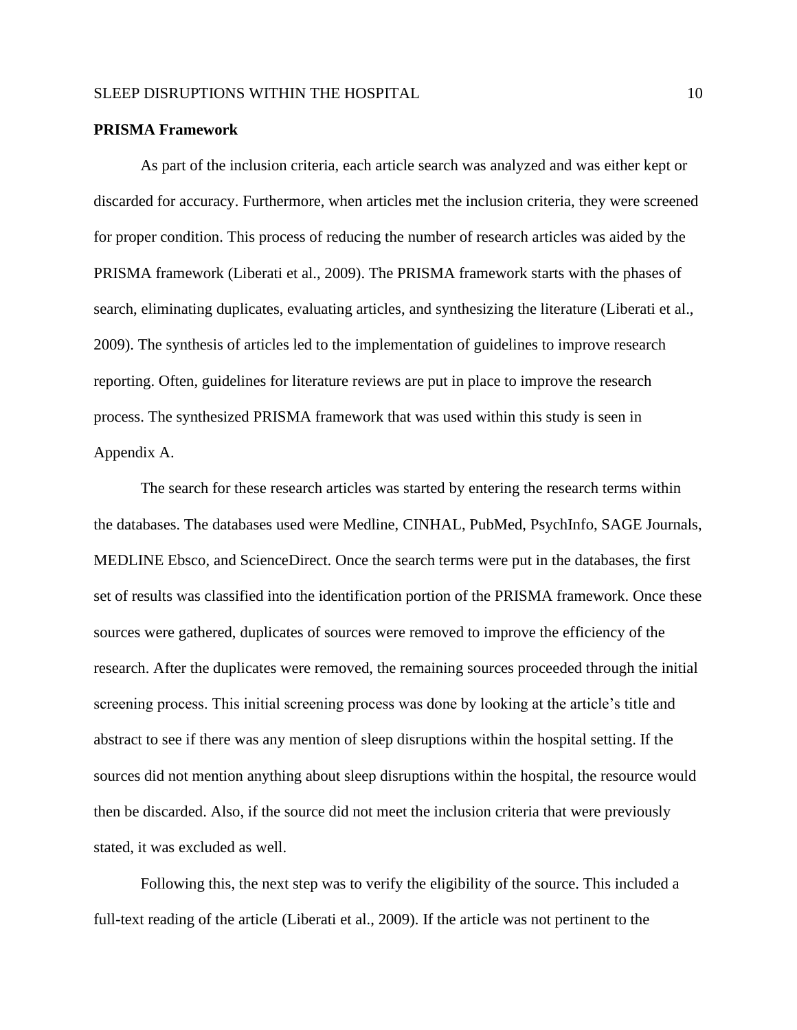**PRISMA Framework**

As part of the inclusion criteria, each article search was analyzed and was either kept or discarded for accuracy. Furthermore, when articles met the inclusion criteria, they were screened for proper condition. This process of reducing the number of research articles was aided by the PRISMA framework (Liberati et al., 2009). The PRISMA framework starts with the phases of search, eliminating duplicates, evaluating articles, and synthesizing the literature (Liberati et al., 2009). The synthesis of articles led to the implementation of guidelines to improve research reporting. Often, guidelines for literature reviews are put in place to improve the research process. The synthesized PRISMA framework that was used within this study is seen in Appendix A.

The search for these research articles was started by entering the research terms within the databases. The databases used were Medline, CINHAL, PubMed, PsychInfo, SAGE Journals, MEDLINE Ebsco, and ScienceDirect. Once the search terms were put in the databases, the first set of results was classified into the identification portion of the PRISMA framework. Once these sources were gathered, duplicates of sources were removed to improve the efficiency of the research. After the duplicates were removed, the remaining sources proceeded through the initial screening process. This initial screening process was done by looking at the article's title and abstract to see if there was any mention of sleep disruptions within the hospital setting. If the sources did not mention anything about sleep disruptions within the hospital, the resource would then be discarded. Also, if the source did not meet the inclusion criteria that were previously stated, it was excluded as well.

Following this, the next step was to verify the eligibility of the source. This included a full-text reading of the article (Liberati et al., 2009). If the article was not pertinent to the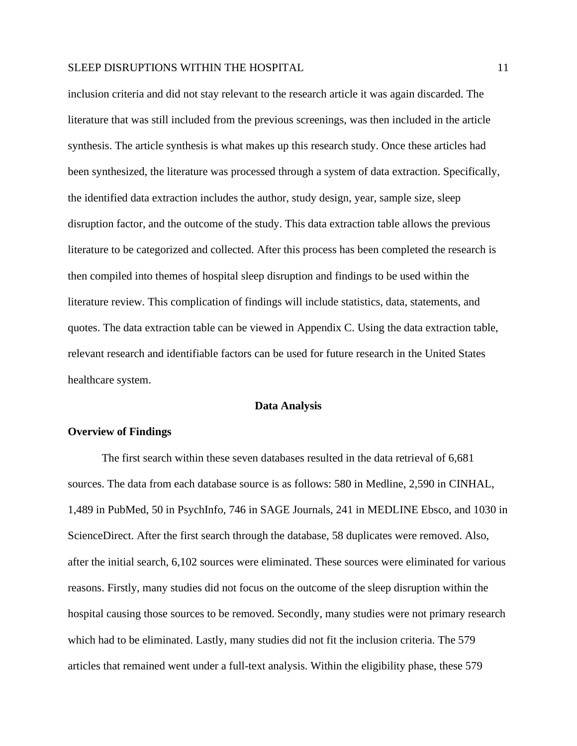inclusion criteria and did not stay relevant to the research article it was again discarded. The literature that was still included from the previous screenings, was then included in the article synthesis. The article synthesis is what makes up this research study. Once these articles had been synthesized, the literature was processed through a system of data extraction. Specifically, the identified data extraction includes the author, study design, year, sample size, sleep disruption factor, and the outcome of the study. This data extraction table allows the previous literature to be categorized and collected. After this process has been completed the research is then compiled into themes of hospital sleep disruption and findings to be used within the literature review. This complication of findings will include statistics, data, statements, and quotes. The data extraction table can be viewed in Appendix C. Using the data extraction table, relevant research and identifiable factors can be used for future research in the United States healthcare system.

## Data Analysis

### Overview of Findings

The first search within these seven databases resulted in the data retrieval of 6,681 sources. The data from each database source is as follows: 580 in Medline, 2,590 in CINHAL, 1,489 in PubMed, 50 in PsychInfo, 746 in SAGE Journals, 241 in MEDLINE Ebsco, and 1030 in ScienceDirect. After the first search through the database, 58 duplicates were removed. Also, after the initial search, 6,102 sources were eliminated. These sources were eliminated for various reasons. Firstly, many studies did not focus on the outcome of the sleep disruption within the hospital causing those sources to be removed. Secondly, many studies were not primary research which had to be eliminated. Lastly, many studies did not fit the inclusion criteria. The 579 articles that remained went under a full-text analysis. Within the eligibility phase, these 579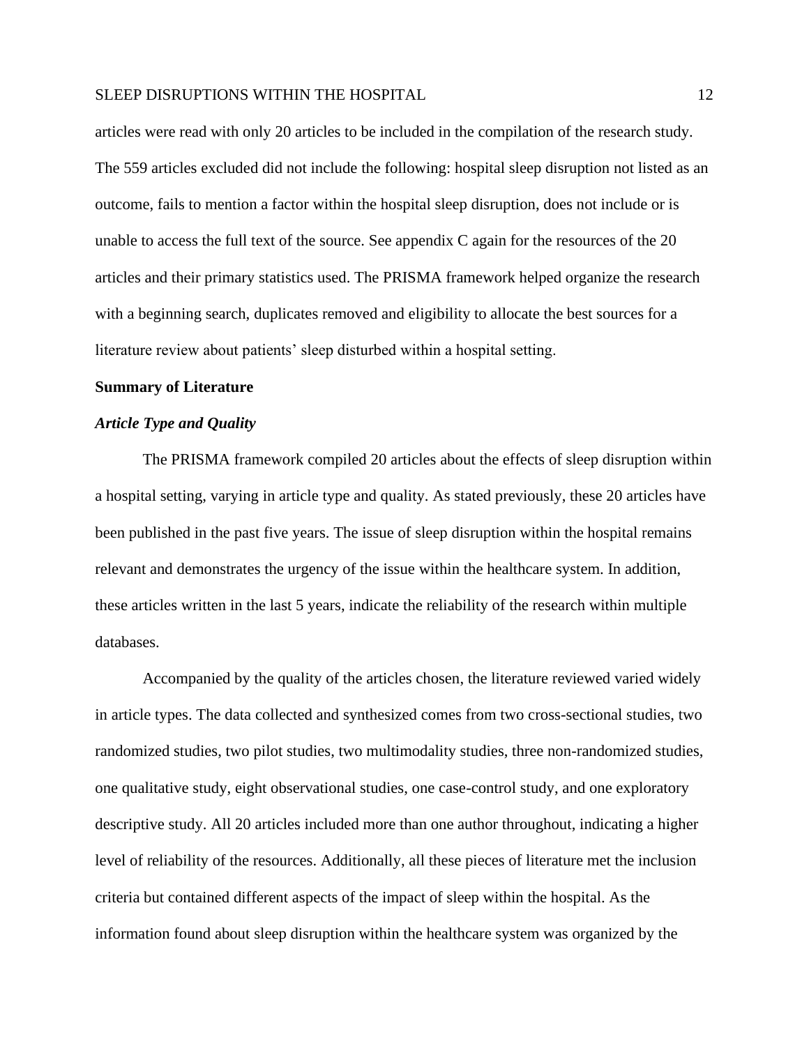articles were read with only 20 articles to be included in the compilation of the research study. The 559 articles excluded did not include the following: hospital sleep disruption not listed as an outcome, fails to mention a factor within the hospital sleep disruption, does not include or is unable to access the full text of the source. See appendix C again for the resources of the 20 articles and their primary statistics used. The PRISMA framework helped organize the research with a beginning search, duplicates removed and eligibility to allocate the best sources for a literature review about patients' sleep disturbed within a hospital setting.

## Summary of Literature

### *Article Type and Quality*

The PRISMA framework compiled 20 articles about the effects of sleep disruption within a hospital setting, varying in article type and quality. As stated previously, these 20 articles have been published in the past five years. The issue of sleep disruption within the hospital remains relevant and demonstrates the urgency of the issue within the healthcare system. In addition, these articles written in the last 5 years, indicate the reliability of the research within multiple databases.

Accompanied by the quality of the articles chosen, the literature reviewed varied widely in article types. The data collected and synthesized comes from two cross-sectional studies, two randomized studies, two pilot studies, two multimodality studies, three non-randomized studies, one qualitative study, eight observational studies, one case-control study, and one exploratory descriptive study. All 20 articles included more than one author throughout, indicating a higher level of reliability of the resources. Additionally, all these pieces of literature met the inclusion criteria but contained different aspects of the impact of sleep within the hospital. As the information found about sleep disruption within the healthcare system was organized by the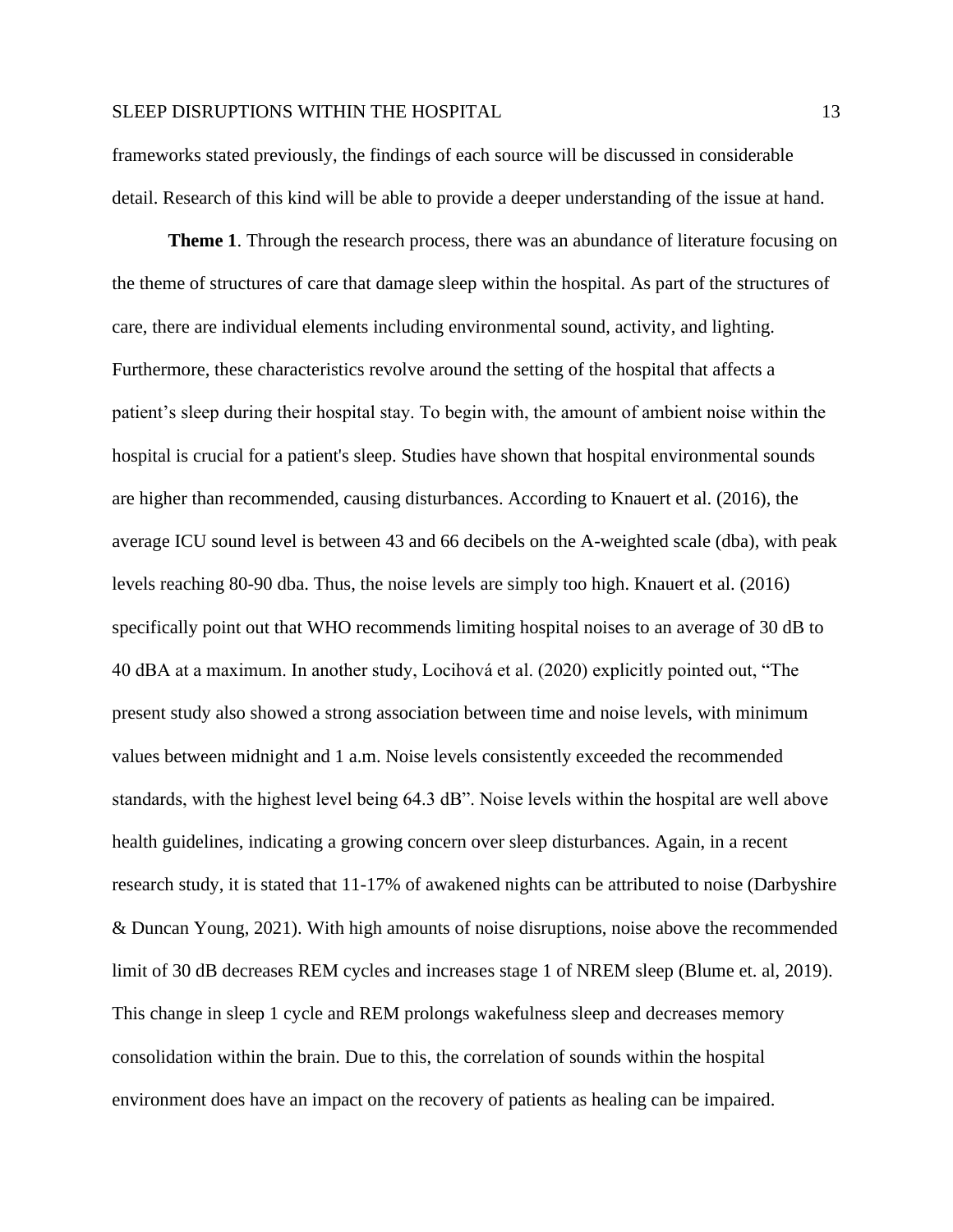frameworks stated previously, the findings of each source will be discussed in considerable detail. Research of this kind will be able to provide a deeper understanding of the issue at hand.

**Theme 1**. Through the research process, there was an abundance of literature focusing on the theme of structures of care that damage sleep within the hospital. As part of the structures of care, there are individual elements including environmental sound, activity, and lighting. Furthermore, these characteristics revolve around the setting of the hospital that affects a patient's sleep during their hospital stay. To begin with, the amount of ambient noise within the hospital is crucial for a patient's sleep. Studies have shown that hospital environmental sounds are higher than recommended, causing disturbances. According to Knauert et al. (2016), the average ICU sound level is between 43 and 66 decibels on the A-weighted scale (dba), with peak levels reaching 80-90 dba. Thus, the noise levels are simply too high. Knauert et al. (2016) specifically point out that WHO recommends limiting hospital noises to an average of 30 dB to 40 dBA at a maximum. In another study, Locihová et al. (2020) explicitly pointed out, "The present study also showed a strong association between time and noise levels, with minimum values between midnight and 1 a.m. Noise levels consistently exceeded the recommended standards, with the highest level being 64.3 dB". Noise levels within the hospital are well above health guidelines, indicating a growing concern over sleep disturbances. Again, in a recent research study, it is stated that 11-17% of awakened nights can be attributed to noise (Darbyshire & Duncan Young, 2021). With high amounts of noise disruptions, noise above the recommended limit of 30 dB decreases REM cycles and increases stage 1 of NREM sleep (Blume et. al, 2019). This change in sleep 1 cycle and REM prolongs wakefulness sleep and decreases memory consolidation within the brain. Due to this, the correlation of sounds within the hospital environment does have an impact on the recovery of patients as healing can be impaired.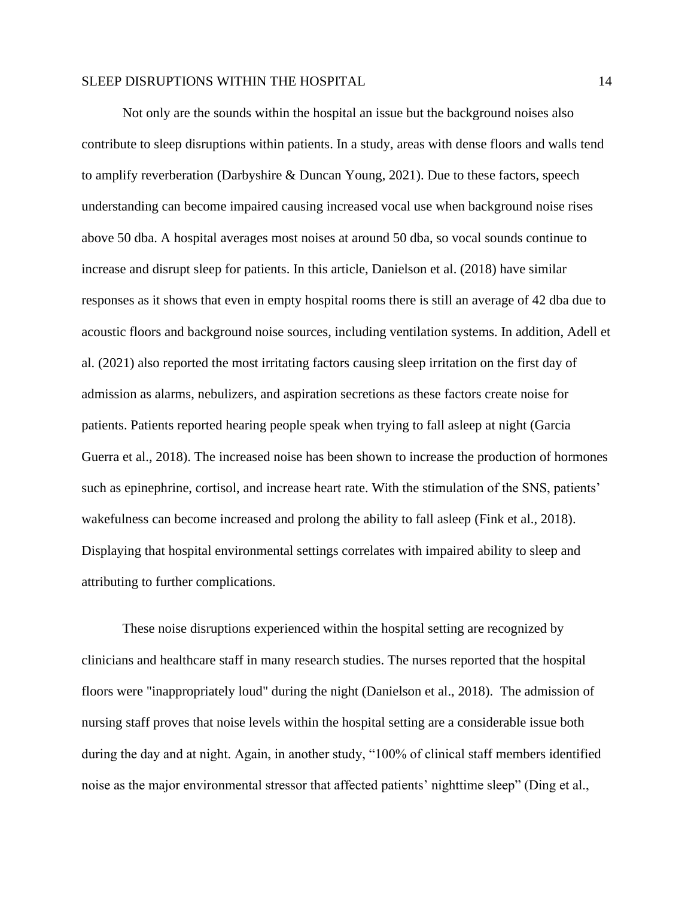Not only are the sounds within the hospital an issue but the background noises also contribute to sleep disruptions within patients. In a study, areas with dense floors and walls tend to amplify reverberation (Darbyshire & Duncan Young, 2021). Due to these factors, speech understanding can become impaired causing increased vocal use when background noise rises above 50 dba. A hospital averages most noises at around 50 dba, so vocal sounds continue to increase and disrupt sleep for patients. In this article, Danielson et al. (2018) have similar responses as it shows that even in empty hospital rooms there is still an average of 42 dba due to acoustic floors and background noise sources, including ventilation systems. In addition, Adell et al. (2021) also reported the most irritating factors causing sleep irritation on the first day of admission as alarms, nebulizers, and aspiration secretions as these factors create noise for patients. Patients reported hearing people speak when trying to fall asleep at night (Garcia Guerra et al., 2018). The increased noise has been shown to increase the production of hormones such as epinephrine, cortisol, and increase heart rate. With the stimulation of the SNS, patients' wakefulness can become increased and prolong the ability to fall asleep (Fink et al., 2018). Displaying that hospital environmental settings correlates with impaired ability to sleep and attributing to further complications.

These noise disruptions experienced within the hospital setting are recognized by clinicians and healthcare staff in many research studies. The nurses reported that the hospital floors were "inappropriately loud" during the night (Danielson et al., 2018). The admission of nursing staff proves that noise levels within the hospital setting are a considerable issue both during the day and at night. Again, in another study, "100% of clinical staff members identified noise as the major environmental stressor that affected patients' nighttime sleep" (Ding et al.,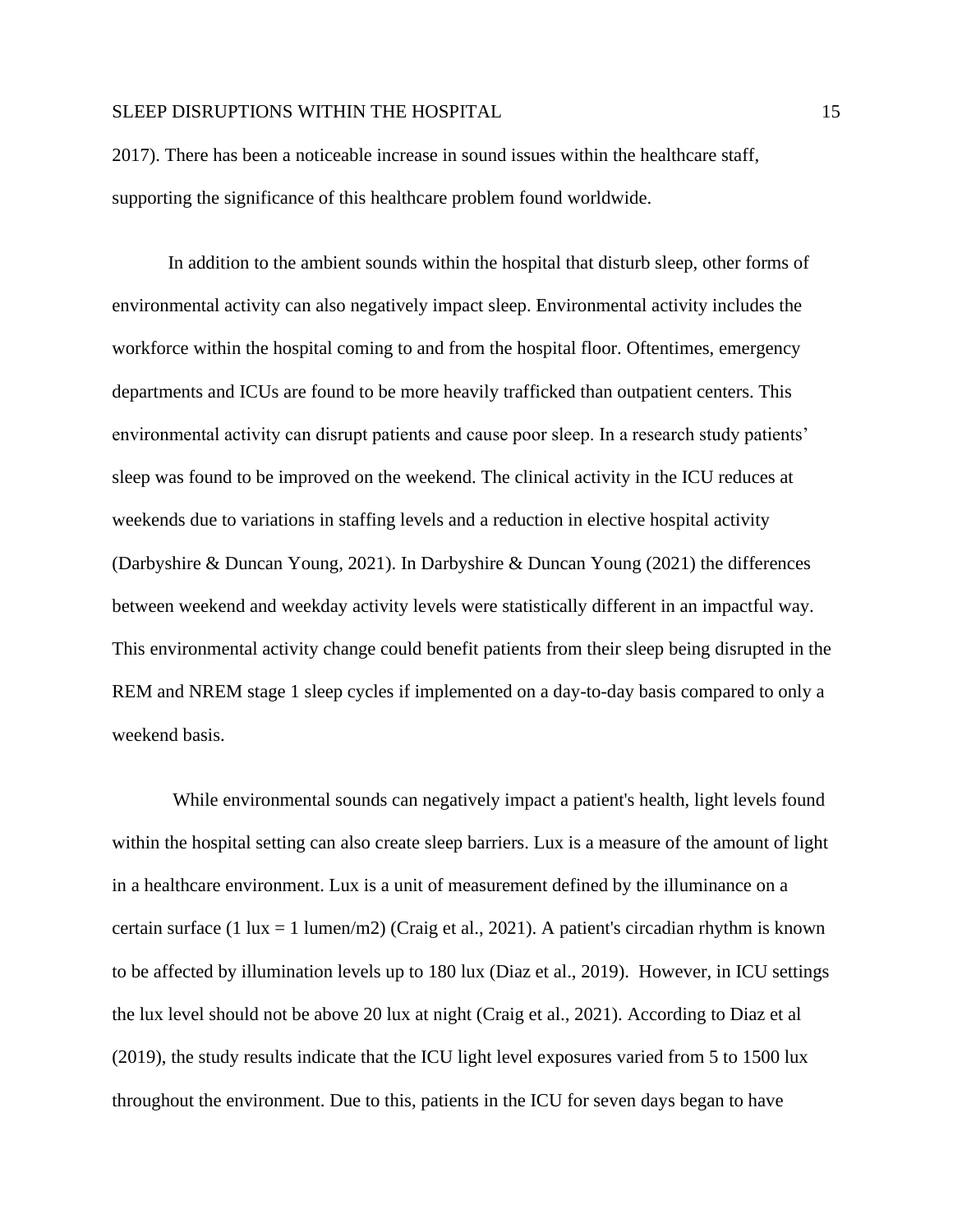2017). There has been a noticeable increase in sound issues within the healthcare staff, supporting the significance of this healthcare problem found worldwide.

In addition to the ambient sounds within the hospital that disturb sleep, other forms of environmental activity can also negatively impact sleep. Environmental activity includes the workforce within the hospital coming to and from the hospital floor. Oftentimes, emergency departments and ICUs are found to be more heavily trafficked than outpatient centers. This environmental activity can disrupt patients and cause poor sleep. In a research study patients' sleep was found to be improved on the weekend. The clinical activity in the ICU reduces at weekends due to variations in staffing levels and a reduction in elective hospital activity (Darbyshire & Duncan Young, 2021). In Darbyshire & Duncan Young (2021) the differences between weekend and weekday activity levels were statistically different in an impactful way. This environmental activity change could benefit patients from their sleep being disrupted in the REM and NREM stage 1 sleep cycles if implemented on a day-to-day basis compared to only a weekend basis.

While environmental sounds can negatively impact a patient's health, light levels found within the hospital setting can also create sleep barriers. Lux is a measure of the amount of light in a healthcare environment. Lux is a unit of measurement defined by the illuminance on a certain surface (1 lux = 1 lumen/m2) (Craig et al., 2021). A patient's circadian rhythm is known to be affected by illumination levels up to 180 lux (Diaz et al., 2019). However, in ICU settings the lux level should not be above 20 lux at night (Craig et al., 2021). According to Diaz et al (2019), the study results indicate that the ICU light level exposures varied from 5 to 1500 lux throughout the environment. Due to this, patients in the ICU for seven days began to have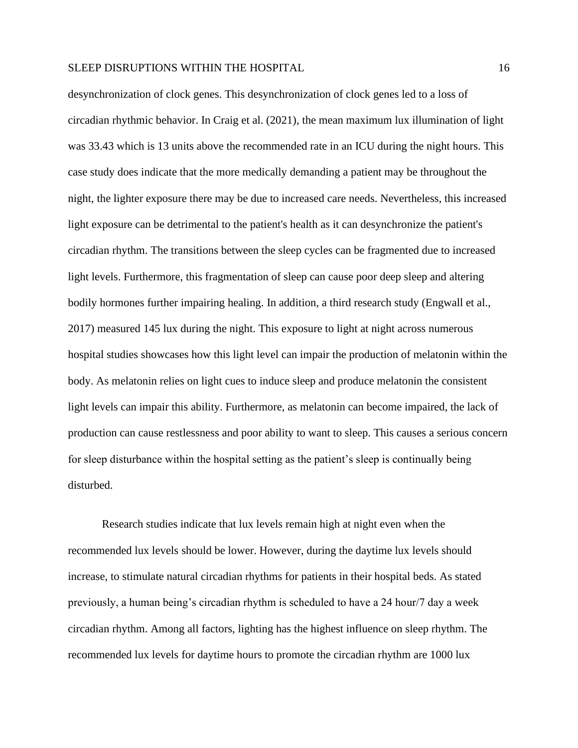desynchronization of clock genes. This desynchronization of clock genes led to a loss of circadian rhythmic behavior. In Craig et al. (2021), the mean maximum lux illumination of light was 33.43 which is 13 units above the recommended rate in an ICU during the night hours. This case study does indicate that the more medically demanding a patient may be throughout the night, the lighter exposure there may be due to increased care needs. Nevertheless, this increased light exposure can be detrimental to the patient's health as it can desynchronize the patient's circadian rhythm. The transitions between the sleep cycles can be fragmented due to increased light levels. Furthermore, this fragmentation of sleep can cause poor deep sleep and altering bodily hormones further impairing healing. In addition, a third research study (Engwall et al., 2017) measured 145 lux during the night. This exposure to light at night across numerous hospital studies showcases how this light level can impair the production of melatonin within the body. As melatonin relies on light cues to induce sleep and produce melatonin the consistent light levels can impair this ability. Furthermore, as melatonin can become impaired, the lack of production can cause restlessness and poor ability to want to sleep. This causes a serious concern for sleep disturbance within the hospital setting as the patient's sleep is continually being disturbed.

Research studies indicate that lux levels remain high at night even when the recommended lux levels should be lower. However, during the daytime lux levels should increase, to stimulate natural circadian rhythms for patients in their hospital beds. As stated previously, a human being's circadian rhythm is scheduled to have a 24 hour/7 day a week circadian rhythm. Among all factors, lighting has the highest influence on sleep rhythm. The recommended lux levels for daytime hours to promote the circadian rhythm are 1000 lux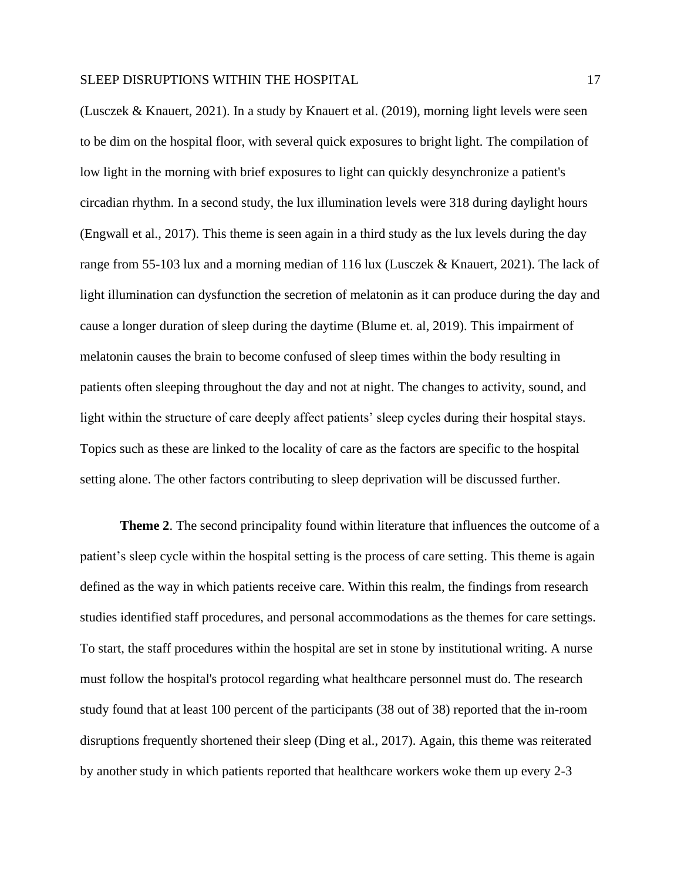(Lusczek & Knauert, 2021). In a study by Knauert et al. (2019), morning light levels were seen to be dim on the hospital floor, with several quick exposures to bright light. The compilation of low light in the morning with brief exposures to light can quickly desynchronize a patient's circadian rhythm. In a second study, the lux illumination levels were 318 during daylight hours (Engwall et al., 2017). This theme is seen again in a third study as the lux levels during the day range from 55-103 lux and a morning median of 116 lux (Lusczek & Knauert, 2021). The lack of light illumination can dysfunction the secretion of melatonin as it can produce during the day and cause a longer duration of sleep during the daytime (Blume et. al, 2019). This impairment of melatonin causes the brain to become confused of sleep times within the body resulting in patients often sleeping throughout the day and not at night. The changes to activity, sound, and light within the structure of care deeply affect patients' sleep cycles during their hospital stays. Topics such as these are linked to the locality of care as the factors are specific to the hospital setting alone. The other factors contributing to sleep deprivation will be discussed further.

**Theme 2**. The second principality found within literature that influences the outcome of a patient's sleep cycle within the hospital setting is the process of care setting. This theme is again defined as the way in which patients receive care. Within this realm, the findings from research studies identified staff procedures, and personal accommodations as the themes for care settings. To start, the staff procedures within the hospital are set in stone by institutional writing. A nurse must follow the hospital's protocol regarding what healthcare personnel must do. The research study found that at least 100 percent of the participants (38 out of 38) reported that the in-room disruptions frequently shortened their sleep (Ding et al., 2017). Again, this theme was reiterated by another study in which patients reported that healthcare workers woke them up every 2-3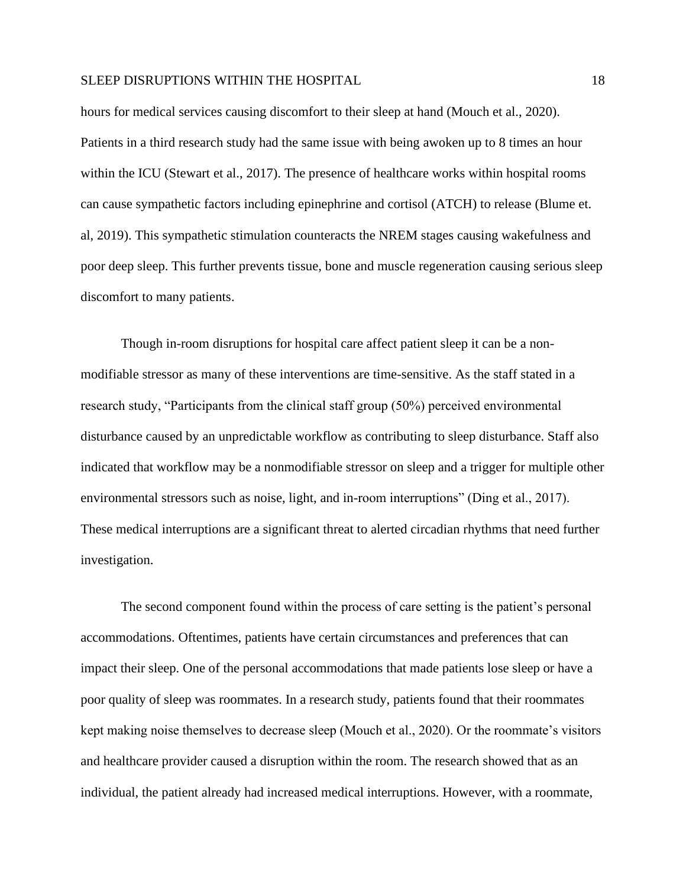hours for medical services causing discomfort to their sleep at hand (Mouch et al., 2020). Patients in a third research study had the same issue with being awoken up to 8 times an hour within the ICU (Stewart et al., 2017). The presence of healthcare works within hospital rooms can cause sympathetic factors including epinephrine and cortisol (ATCH) to release (Blume et. al, 2019). This sympathetic stimulation counteracts the NREM stages causing wakefulness and poor deep sleep. This further prevents tissue, bone and muscle regeneration causing serious sleep discomfort to many patients.

Though in-room disruptions for hospital care affect patient sleep it can be a non-modifiable stressor as many of these interventions are time-sensitive. As the staff stated in a research study, "Participants from the clinical staff group (50%) perceived environmental disturbance caused by an unpredictable workflow as contributing to sleep disturbance. Staff also indicated that workflow may be a nonmodifiable stressor on sleep and a trigger for multiple other environmental stressors such as noise, light, and in-room interruptions" (Ding et al., 2017). These medical interruptions are a significant threat to alerted circadian rhythms that need further investigation.

The second component found within the process of care setting is the patient's personal accommodations. Oftentimes, patients have certain circumstances and preferences that can impact their sleep. One of the personal accommodations that made patients lose sleep or have a poor quality of sleep was roommates. In a research study, patients found that their roommates kept making noise themselves to decrease sleep (Mouch et al., 2020). Or the roommate's visitors and healthcare provider caused a disruption within the room. The research showed that as an individual, the patient already had increased medical interruptions. However, with a roommate,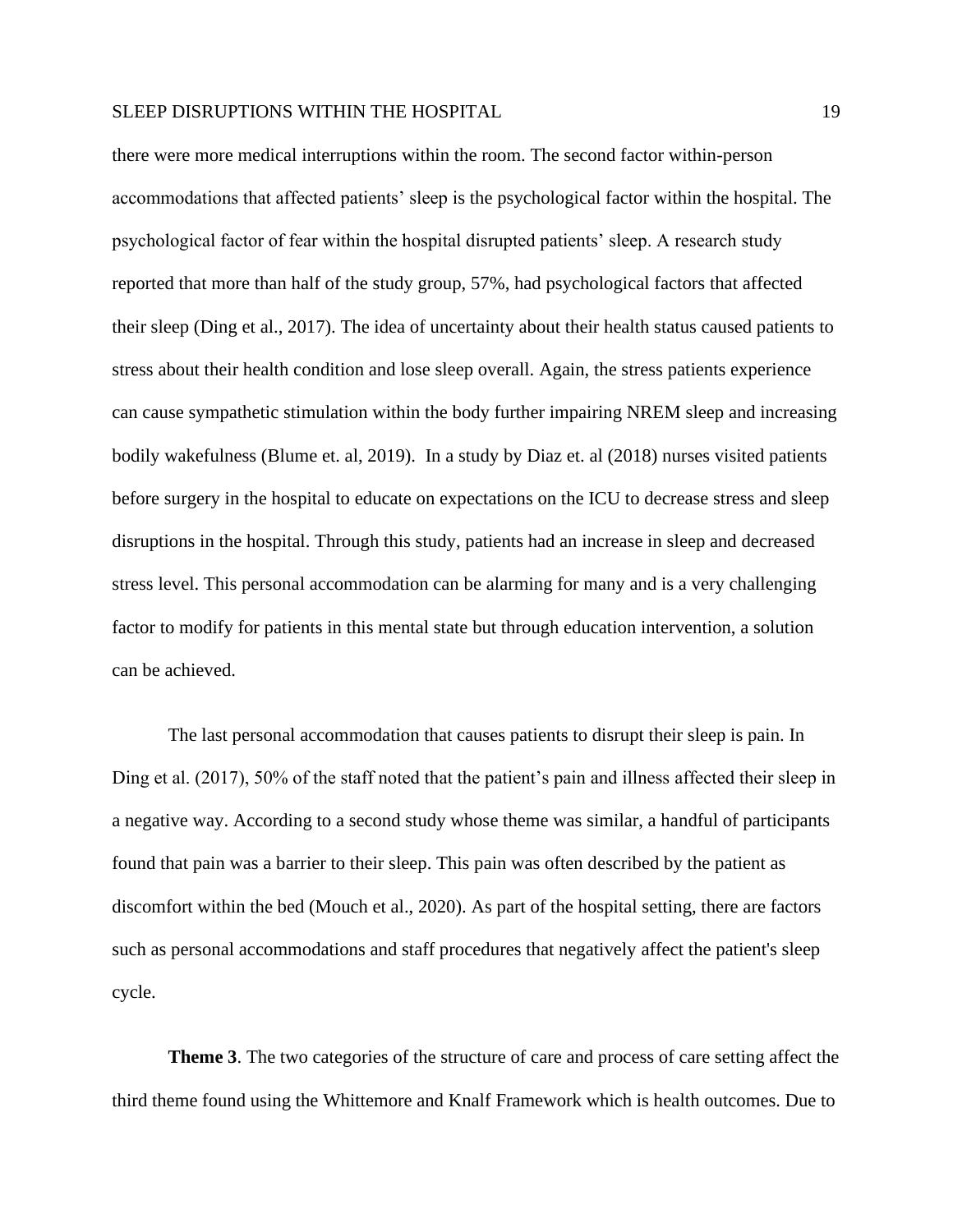there were more medical interruptions within the room. The second factor within-person accommodations that affected patients' sleep is the psychological factor within the hospital. The psychological factor of fear within the hospital disrupted patients' sleep. A research study reported that more than half of the study group, 57%, had psychological factors that affected their sleep (Ding et al., 2017). The idea of uncertainty about their health status caused patients to stress about their health condition and lose sleep overall. Again, the stress patients experience can cause sympathetic stimulation within the body further impairing NREM sleep and increasing bodily wakefulness (Blume et. al, 2019). In a study by Diaz et. al (2018) nurses visited patients before surgery in the hospital to educate on expectations on the ICU to decrease stress and sleep disruptions in the hospital. Through this study, patients had an increase in sleep and decreased stress level. This personal accommodation can be alarming for many and is a very challenging factor to modify for patients in this mental state but through education intervention, a solution can be achieved.

The last personal accommodation that causes patients to disrupt their sleep is pain. In Ding et al. (2017), 50% of the staff noted that the patient's pain and illness affected their sleep in a negative way. According to a second study whose theme was similar, a handful of participants found that pain was a barrier to their sleep. This pain was often described by the patient as discomfort within the bed (Mouch et al., 2020). As part of the hospital setting, there are factors such as personal accommodations and staff procedures that negatively affect the patient's sleep cycle.

**Theme 3**. The two categories of the structure of care and process of care setting affect the third theme found using the Whittemore and Knalf Framework which is health outcomes. Due to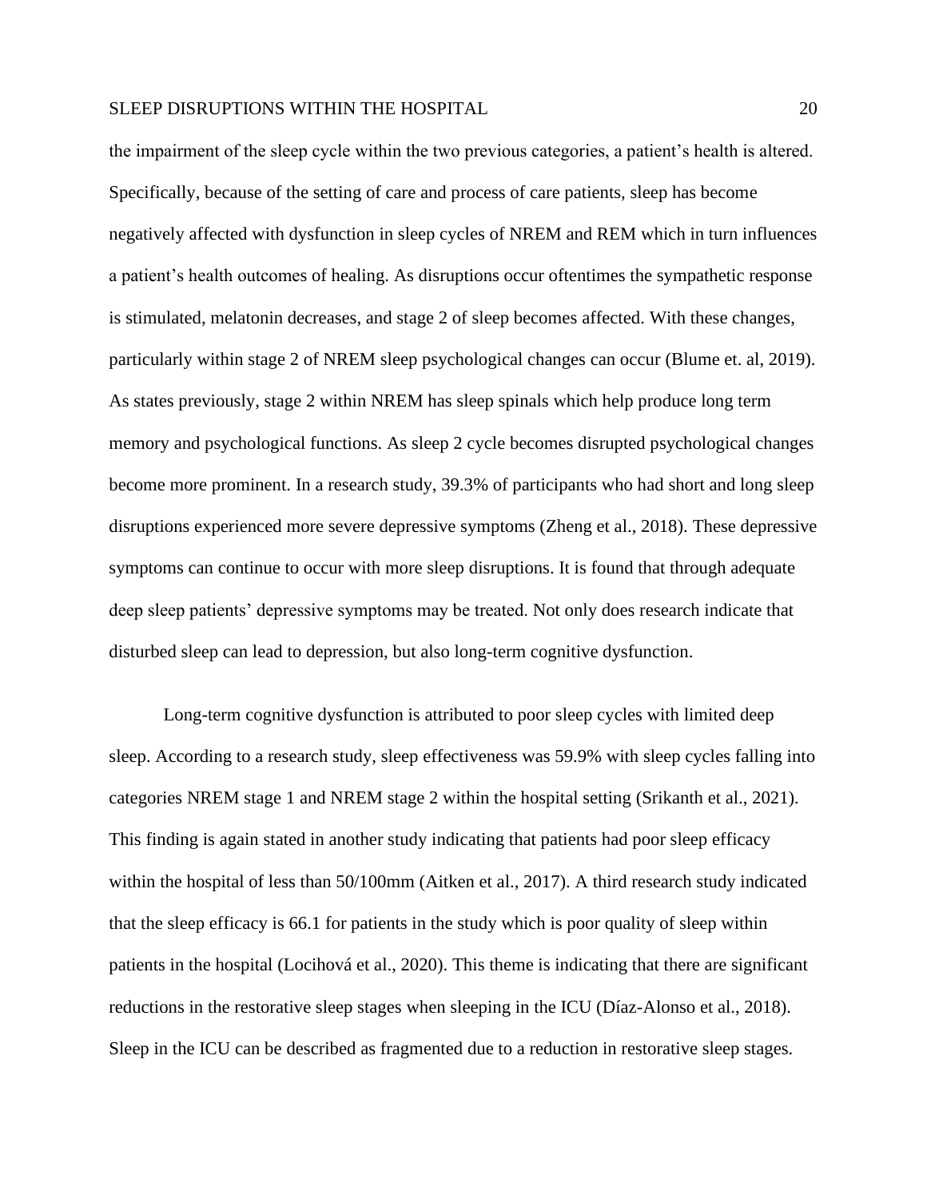the impairment of the sleep cycle within the two previous categories, a patient's health is altered. Specifically, because of the setting of care and process of care patients, sleep has become negatively affected with dysfunction in sleep cycles of NREM and REM which in turn influences a patient's health outcomes of healing. As disruptions occur oftentimes the sympathetic response is stimulated, melatonin decreases, and stage 2 of sleep becomes affected. With these changes, particularly within stage 2 of NREM sleep psychological changes can occur (Blume et. al, 2019). As states previously, stage 2 within NREM has sleep spinals which help produce long term memory and psychological functions. As sleep 2 cycle becomes disrupted psychological changes become more prominent. In a research study, 39.3% of participants who had short and long sleep disruptions experienced more severe depressive symptoms (Zheng et al., 2018). These depressive symptoms can continue to occur with more sleep disruptions. It is found that through adequate deep sleep patients' depressive symptoms may be treated. Not only does research indicate that disturbed sleep can lead to depression, but also long-term cognitive dysfunction.

Long-term cognitive dysfunction is attributed to poor sleep cycles with limited deep sleep. According to a research study, sleep effectiveness was 59.9% with sleep cycles falling into categories NREM stage 1 and NREM stage 2 within the hospital setting (Srikanth et al., 2021). This finding is again stated in another study indicating that patients had poor sleep efficacy within the hospital of less than 50/100mm (Aitken et al., 2017). A third research study indicated that the sleep efficacy is 66.1 for patients in the study which is poor quality of sleep within patients in the hospital (Locihová et al., 2020). This theme is indicating that there are significant reductions in the restorative sleep stages when sleeping in the ICU (Díaz-Alonso et al., 2018). Sleep in the ICU can be described as fragmented due to a reduction in restorative sleep stages.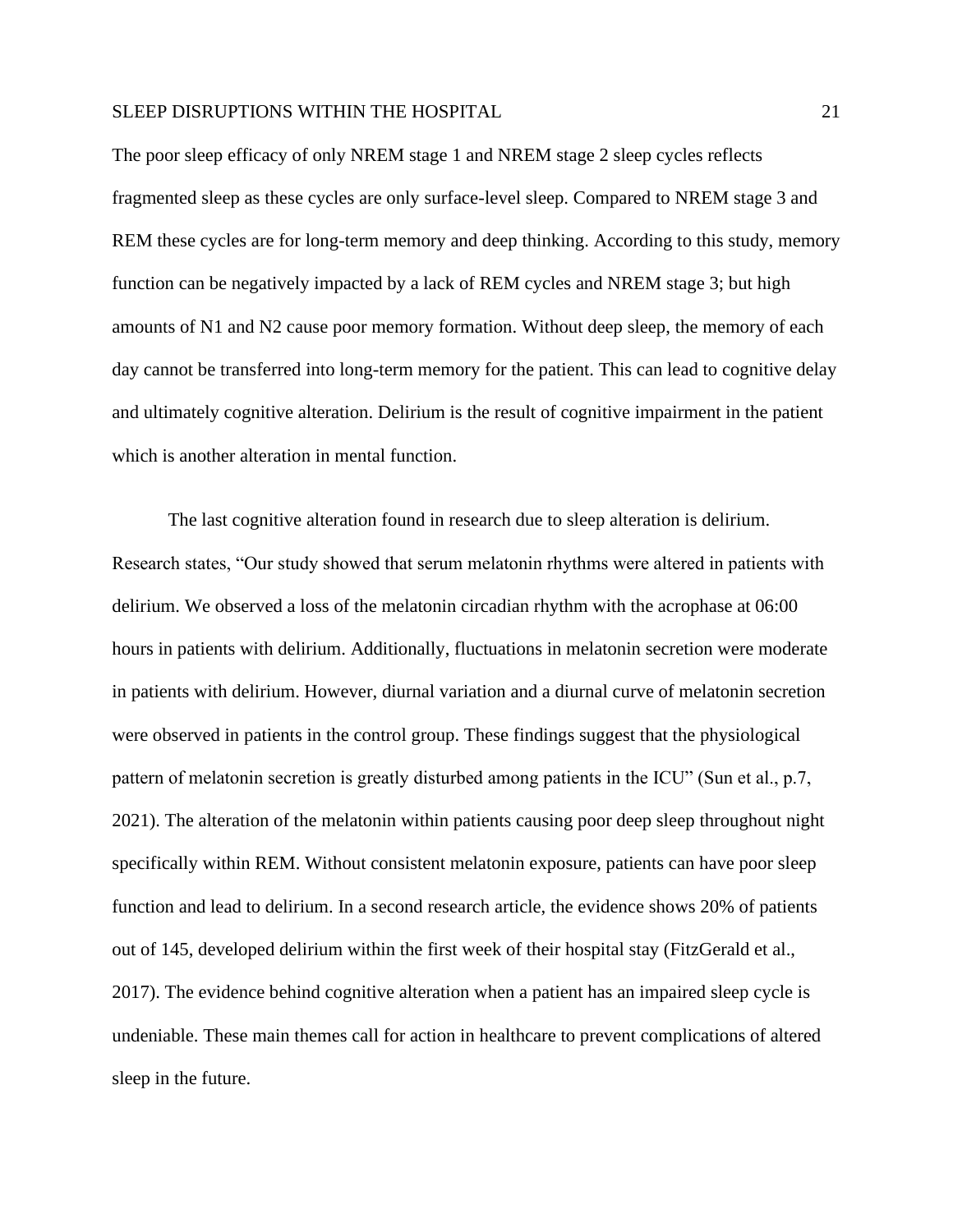The poor sleep efficacy of only NREM stage 1 and NREM stage 2 sleep cycles reflects fragmented sleep as these cycles are only surface-level sleep. Compared to NREM stage 3 and REM these cycles are for long-term memory and deep thinking. According to this study, memory function can be negatively impacted by a lack of REM cycles and NREM stage 3; but high amounts of N1 and N2 cause poor memory formation. Without deep sleep, the memory of each day cannot be transferred into long-term memory for the patient. This can lead to cognitive delay and ultimately cognitive alteration. Delirium is the result of cognitive impairment in the patient which is another alteration in mental function.

The last cognitive alteration found in research due to sleep alteration is delirium. Research states, "Our study showed that serum melatonin rhythms were altered in patients with delirium. We observed a loss of the melatonin circadian rhythm with the acrophase at 06:00 hours in patients with delirium. Additionally, fluctuations in melatonin secretion were moderate in patients with delirium. However, diurnal variation and a diurnal curve of melatonin secretion were observed in patients in the control group. These findings suggest that the physiological pattern of melatonin secretion is greatly disturbed among patients in the ICU" (Sun et al., p.7, 2021). The alteration of the melatonin within patients causing poor deep sleep throughout night specifically within REM. Without consistent melatonin exposure, patients can have poor sleep function and lead to delirium. In a second research article, the evidence shows 20% of patients out of 145, developed delirium within the first week of their hospital stay (FitzGerald et al., 2017). The evidence behind cognitive alteration when a patient has an impaired sleep cycle is undeniable. These main themes call for action in healthcare to prevent complications of altered sleep in the future.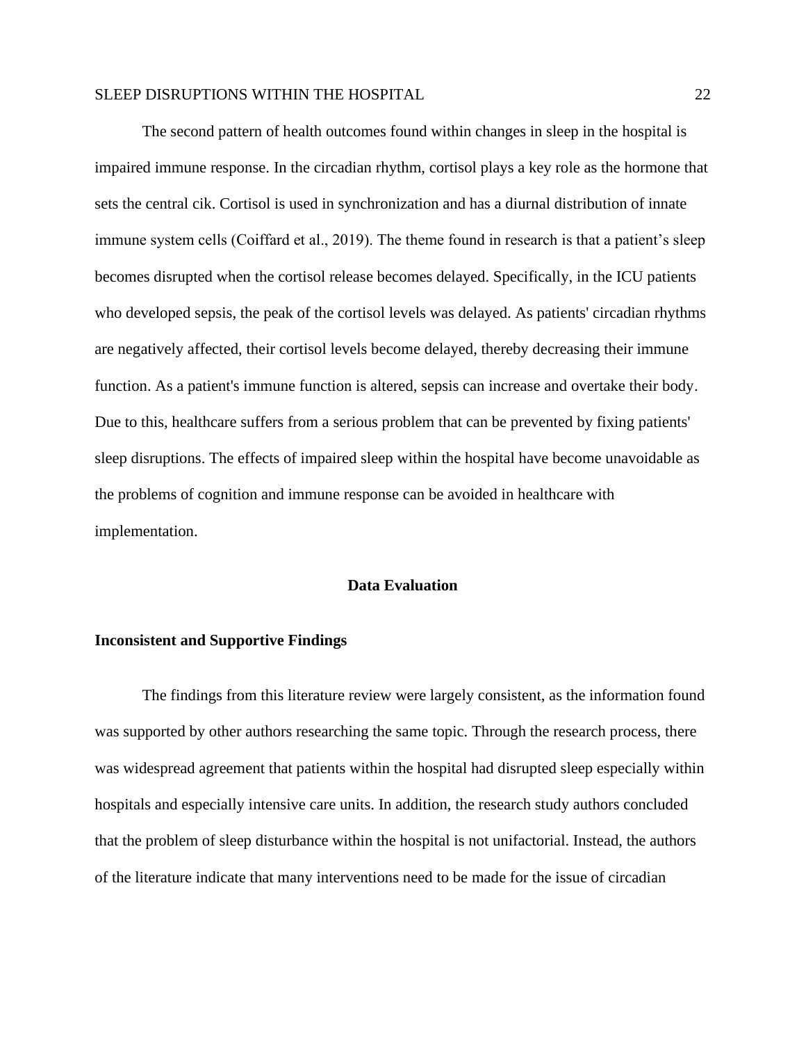The second pattern of health outcomes found within changes in sleep in the hospital is impaired immune response. In the circadian rhythm, cortisol plays a key role as the hormone that sets the central cik. Cortisol is used in synchronization and has a diurnal distribution of innate immune system cells (Coiffard et al., 2019). The theme found in research is that a patient's sleep becomes disrupted when the cortisol release becomes delayed. Specifically, in the ICU patients who developed sepsis, the peak of the cortisol levels was delayed. As patients' circadian rhythms are negatively affected, their cortisol levels become delayed, thereby decreasing their immune function. As a patient's immune function is altered, sepsis can increase and overtake their body. Due to this, healthcare suffers from a serious problem that can be prevented by fixing patients' sleep disruptions. The effects of impaired sleep within the hospital have become unavoidable as the problems of cognition and immune response can be avoided in healthcare with implementation.

## Data Evaluation

### Inconsistent and Supportive Findings

The findings from this literature review were largely consistent, as the information found was supported by other authors researching the same topic. Through the research process, there was widespread agreement that patients within the hospital had disrupted sleep especially within hospitals and especially intensive care units. In addition, the research study authors concluded that the problem of sleep disturbance within the hospital is not unifactorial. Instead, the authors of the literature indicate that many interventions need to be made for the issue of circadian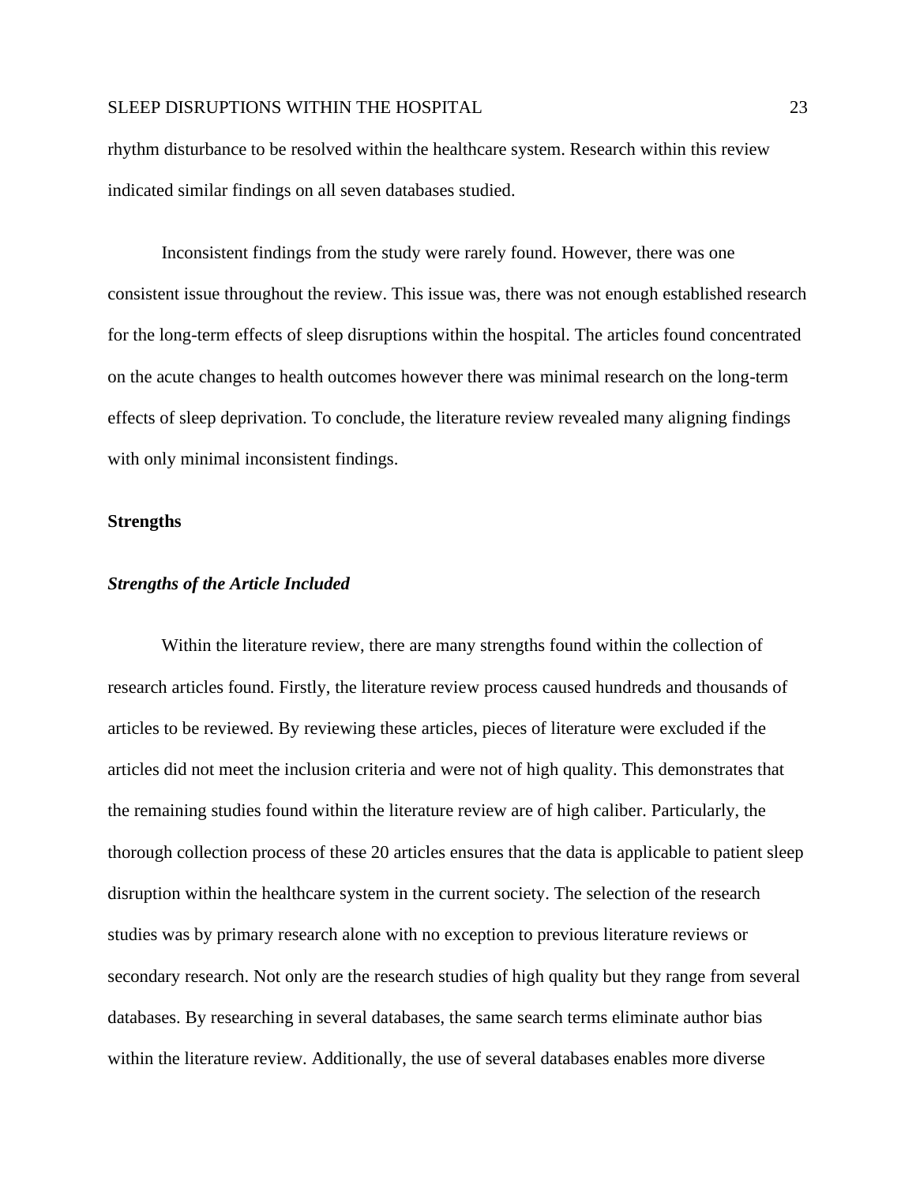rhythm disturbance to be resolved within the healthcare system. Research within this review indicated similar findings on all seven databases studied.

Inconsistent findings from the study were rarely found. However, there was one consistent issue throughout the review. This issue was, there was not enough established research for the long-term effects of sleep disruptions within the hospital. The articles found concentrated on the acute changes to health outcomes however there was minimal research on the long-term effects of sleep deprivation. To conclude, the literature review revealed many aligning findings with only minimal inconsistent findings.

## Strengths

### *Strengths of the Article Included*

Within the literature review, there are many strengths found within the collection of research articles found. Firstly, the literature review process caused hundreds and thousands of articles to be reviewed. By reviewing these articles, pieces of literature were excluded if the articles did not meet the inclusion criteria and were not of high quality. This demonstrates that the remaining studies found within the literature review are of high caliber. Particularly, the thorough collection process of these 20 articles ensures that the data is applicable to patient sleep disruption within the healthcare system in the current society. The selection of the research studies was by primary research alone with no exception to previous literature reviews or secondary research. Not only are the research studies of high quality but they range from several databases. By researching in several databases, the same search terms eliminate author bias within the literature review. Additionally, the use of several databases enables more diverse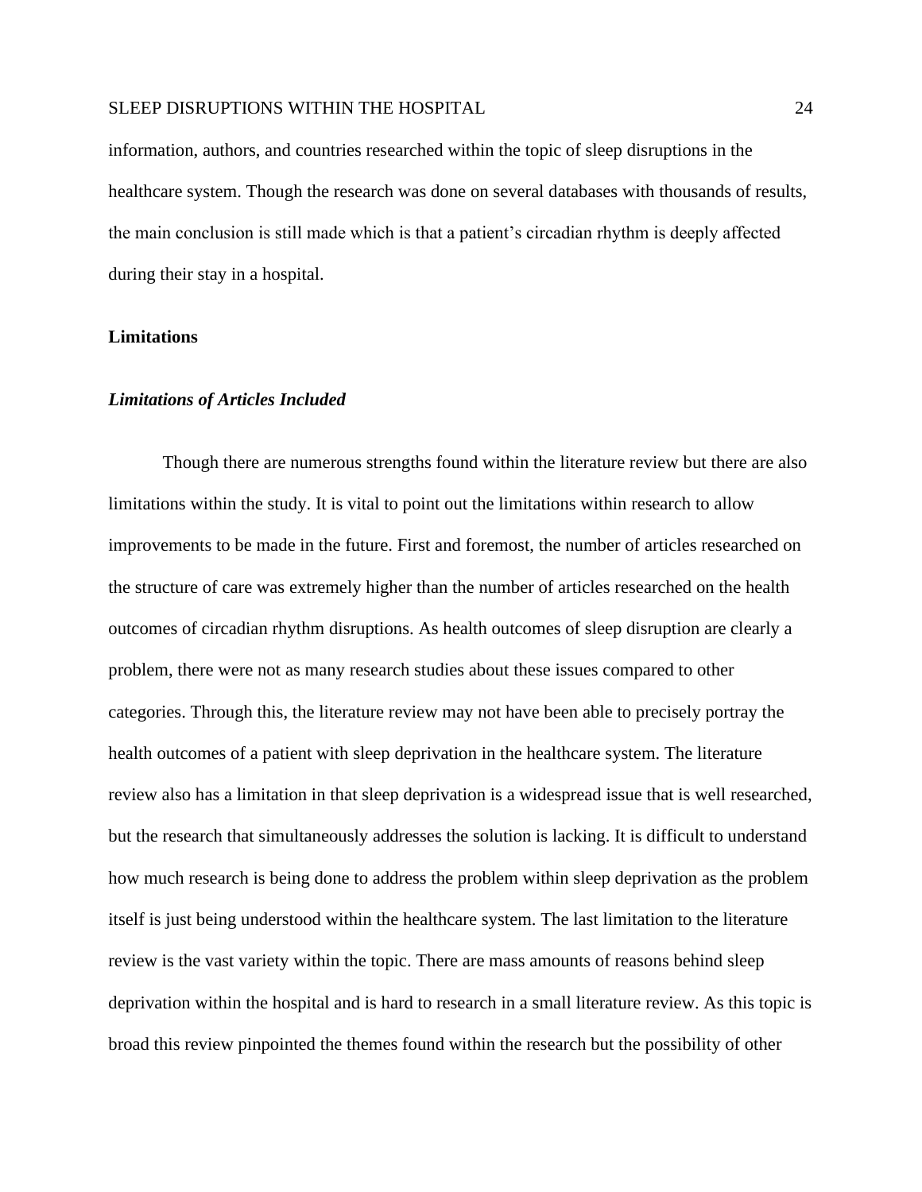information, authors, and countries researched within the topic of sleep disruptions in the healthcare system. Though the research was done on several databases with thousands of results, the main conclusion is still made which is that a patient's circadian rhythm is deeply affected during their stay in a hospital.

## Limitations

### *Limitations of Articles Included*

Though there are numerous strengths found within the literature review but there are also limitations within the study. It is vital to point out the limitations within research to allow improvements to be made in the future. First and foremost, the number of articles researched on the structure of care was extremely higher than the number of articles researched on the health outcomes of circadian rhythm disruptions. As health outcomes of sleep disruption are clearly a problem, there were not as many research studies about these issues compared to other categories. Through this, the literature review may not have been able to precisely portray the health outcomes of a patient with sleep deprivation in the healthcare system. The literature review also has a limitation in that sleep deprivation is a widespread issue that is well researched, but the research that simultaneously addresses the solution is lacking. It is difficult to understand how much research is being done to address the problem within sleep deprivation as the problem itself is just being understood within the healthcare system. The last limitation to the literature review is the vast variety within the topic. There are mass amounts of reasons behind sleep deprivation within the hospital and is hard to research in a small literature review. As this topic is broad this review pinpointed the themes found within the research but the possibility of other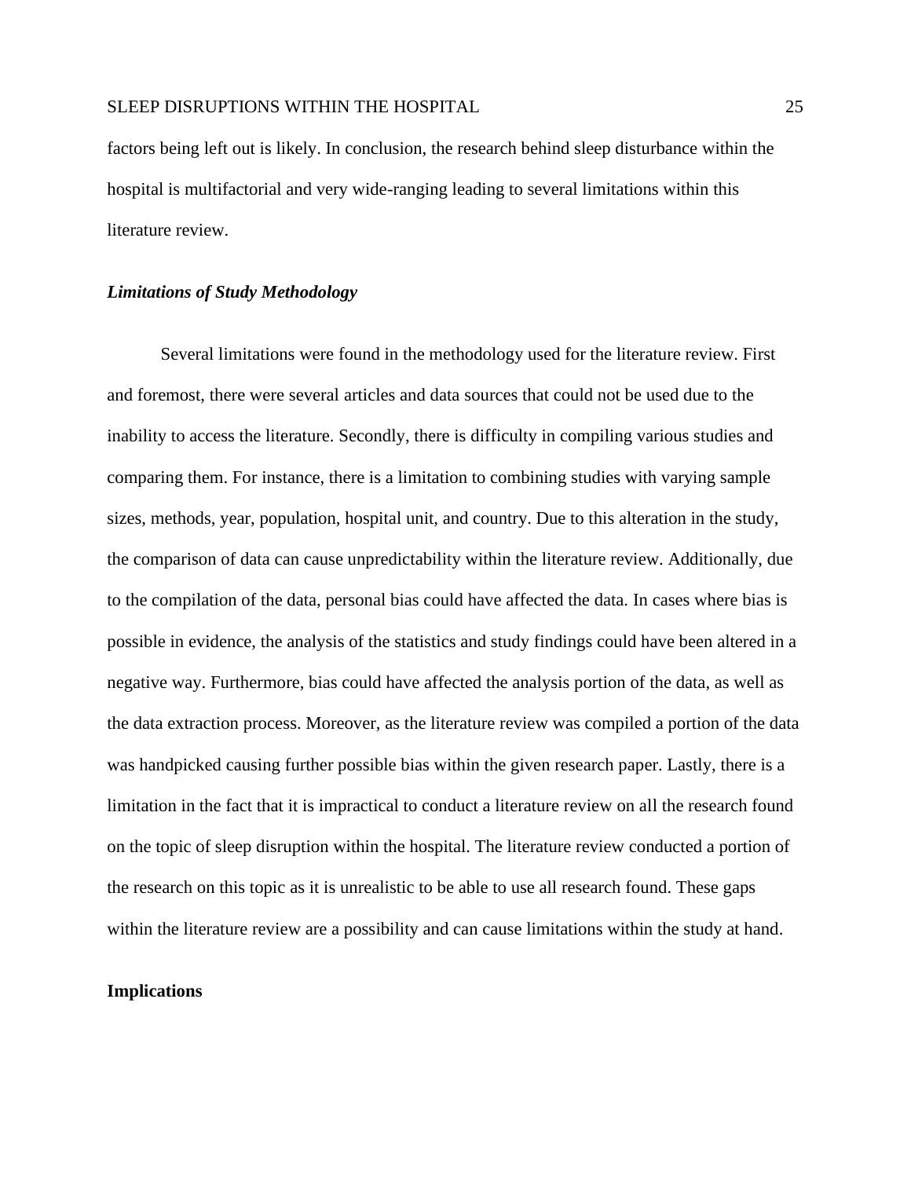factors being left out is likely. In conclusion, the research behind sleep disturbance within the hospital is multifactorial and very wide-ranging leading to several limitations within this literature review.

### ***Limitations of Study Methodology***

Several limitations were found in the methodology used for the literature review. First and foremost, there were several articles and data sources that could not be used due to the inability to access the literature. Secondly, there is difficulty in compiling various studies and comparing them. For instance, there is a limitation to combining studies with varying sample sizes, methods, year, population, hospital unit, and country. Due to this alteration in the study, the comparison of data can cause unpredictability within the literature review. Additionally, due to the compilation of the data, personal bias could have affected the data. In cases where bias is possible in evidence, the analysis of the statistics and study findings could have been altered in a negative way. Furthermore, bias could have affected the analysis portion of the data, as well as the data extraction process. Moreover, as the literature review was compiled a portion of the data was handpicked causing further possible bias within the given research paper. Lastly, there is a limitation in the fact that it is impractical to conduct a literature review on all the research found on the topic of sleep disruption within the hospital. The literature review conducted a portion of the research on this topic as it is unrealistic to be able to use all research found. These gaps within the literature review are a possibility and can cause limitations within the study at hand.

## **Implications**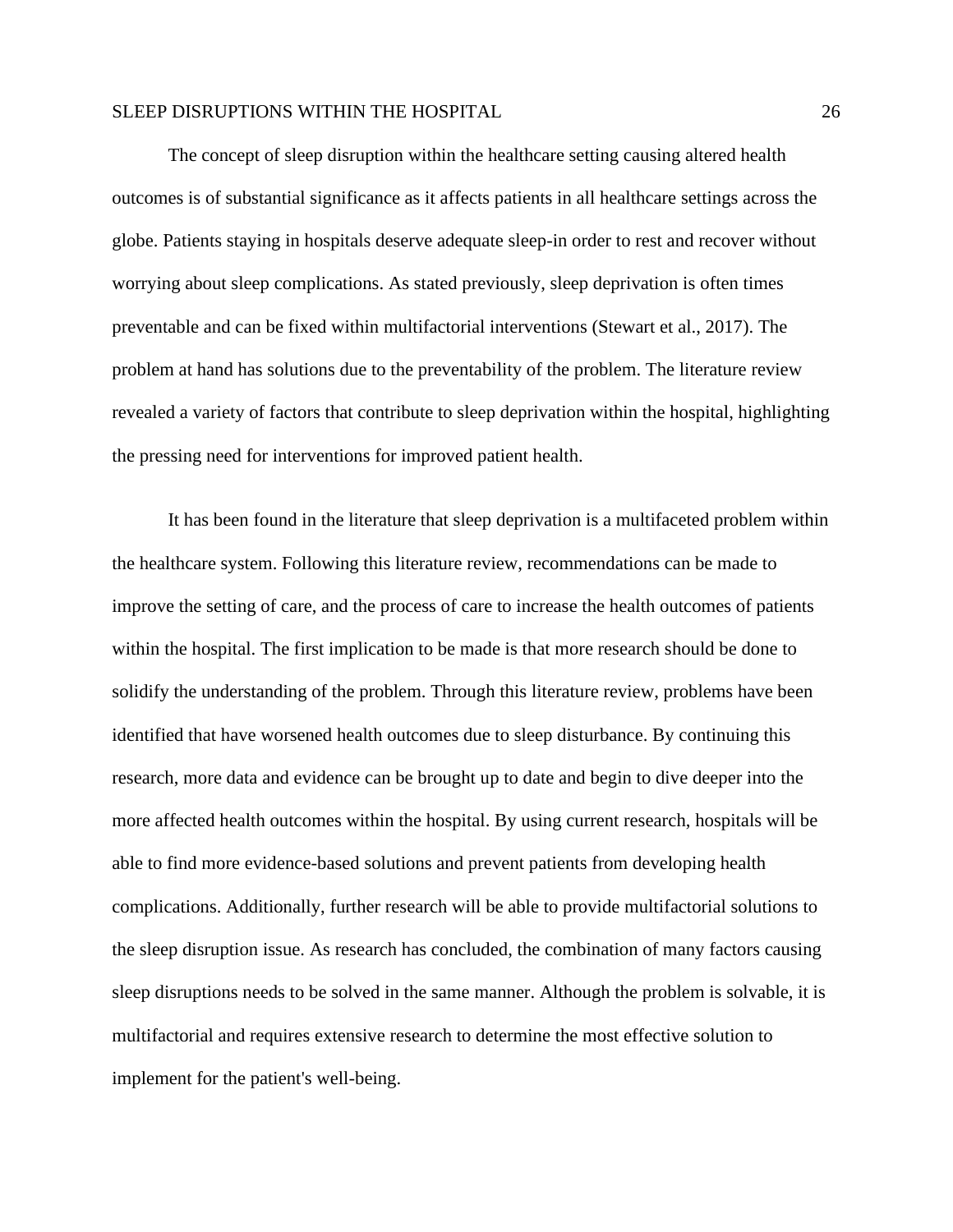The concept of sleep disruption within the healthcare setting causing altered health outcomes is of substantial significance as it affects patients in all healthcare settings across the globe. Patients staying in hospitals deserve adequate sleep-in order to rest and recover without worrying about sleep complications. As stated previously, sleep deprivation is often times preventable and can be fixed within multifactorial interventions (Stewart et al., 2017). The problem at hand has solutions due to the preventability of the problem. The literature review revealed a variety of factors that contribute to sleep deprivation within the hospital, highlighting the pressing need for interventions for improved patient health.

It has been found in the literature that sleep deprivation is a multifaceted problem within the healthcare system. Following this literature review, recommendations can be made to improve the setting of care, and the process of care to increase the health outcomes of patients within the hospital. The first implication to be made is that more research should be done to solidify the understanding of the problem. Through this literature review, problems have been identified that have worsened health outcomes due to sleep disturbance. By continuing this research, more data and evidence can be brought up to date and begin to dive deeper into the more affected health outcomes within the hospital. By using current research, hospitals will be able to find more evidence-based solutions and prevent patients from developing health complications. Additionally, further research will be able to provide multifactorial solutions to the sleep disruption issue. As research has concluded, the combination of many factors causing sleep disruptions needs to be solved in the same manner. Although the problem is solvable, it is multifactorial and requires extensive research to determine the most effective solution to implement for the patient's well-being.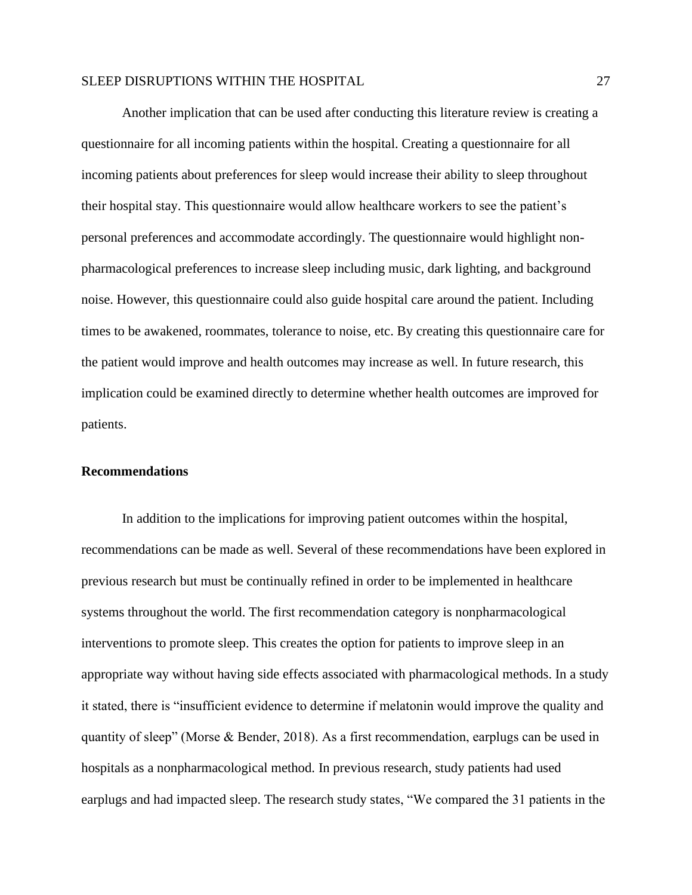Another implication that can be used after conducting this literature review is creating a questionnaire for all incoming patients within the hospital. Creating a questionnaire for all incoming patients about preferences for sleep would increase their ability to sleep throughout their hospital stay. This questionnaire would allow healthcare workers to see the patient's personal preferences and accommodate accordingly. The questionnaire would highlight non-pharmacological preferences to increase sleep including music, dark lighting, and background noise. However, this questionnaire could also guide hospital care around the patient. Including times to be awakened, roommates, tolerance to noise, etc. By creating this questionnaire care for the patient would improve and health outcomes may increase as well. In future research, this implication could be examined directly to determine whether health outcomes are improved for patients.

### Recommendations

In addition to the implications for improving patient outcomes within the hospital, recommendations can be made as well. Several of these recommendations have been explored in previous research but must be continually refined in order to be implemented in healthcare systems throughout the world. The first recommendation category is nonpharmacological interventions to promote sleep. This creates the option for patients to improve sleep in an appropriate way without having side effects associated with pharmacological methods. In a study it stated, there is "insufficient evidence to determine if melatonin would improve the quality and quantity of sleep" (Morse & Bender, 2018). As a first recommendation, earplugs can be used in hospitals as a nonpharmacological method. In previous research, study patients had used earplugs and had impacted sleep. The research study states, "We compared the 31 patients in the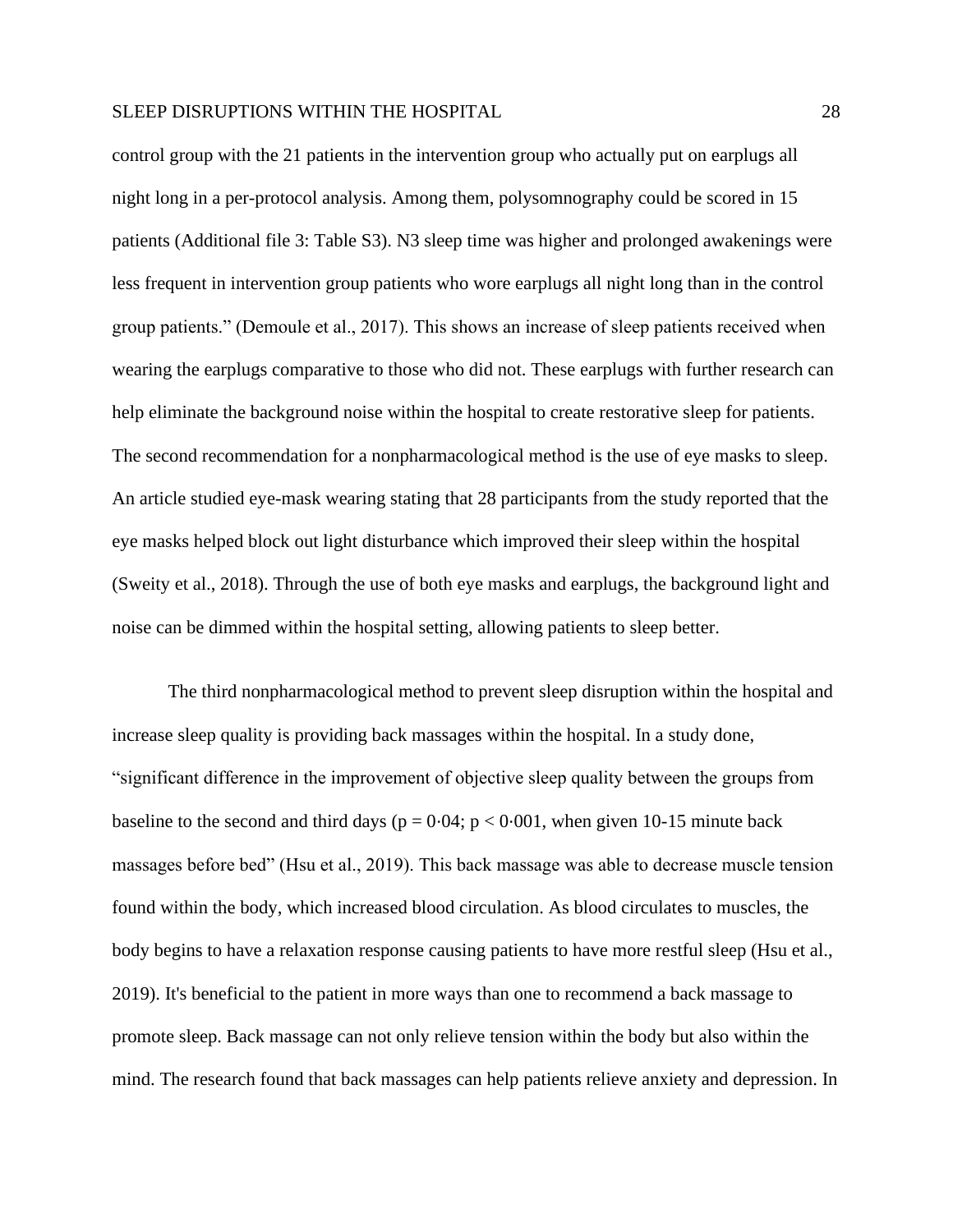control group with the 21 patients in the intervention group who actually put on earplugs all night long in a per-protocol analysis. Among them, polysomnography could be scored in 15 patients (Additional file 3: Table S3). N3 sleep time was higher and prolonged awakenings were less frequent in intervention group patients who wore earplugs all night long than in the control group patients." (Demoule et al., 2017). This shows an increase of sleep patients received when wearing the earplugs comparative to those who did not. These earplugs with further research can help eliminate the background noise within the hospital to create restorative sleep for patients. The second recommendation for a nonpharmacological method is the use of eye masks to sleep. An article studied eye-mask wearing stating that 28 participants from the study reported that the eye masks helped block out light disturbance which improved their sleep within the hospital (Sweity et al., 2018). Through the use of both eye masks and earplugs, the background light and noise can be dimmed within the hospital setting, allowing patients to sleep better.

The third nonpharmacological method to prevent sleep disruption within the hospital and increase sleep quality is providing back massages within the hospital. In a study done, "significant difference in the improvement of objective sleep quality between the groups from baseline to the second and third days ($p = 0{\cdot}04$; $p < 0{\cdot}001$, when given 10-15 minute back massages before bed" (Hsu et al., 2019). This back massage was able to decrease muscle tension found within the body, which increased blood circulation. As blood circulates to muscles, the body begins to have a relaxation response causing patients to have more restful sleep (Hsu et al., 2019). It's beneficial to the patient in more ways than one to recommend a back massage to promote sleep. Back massage can not only relieve tension within the body but also within the mind. The research found that back massages can help patients relieve anxiety and depression. In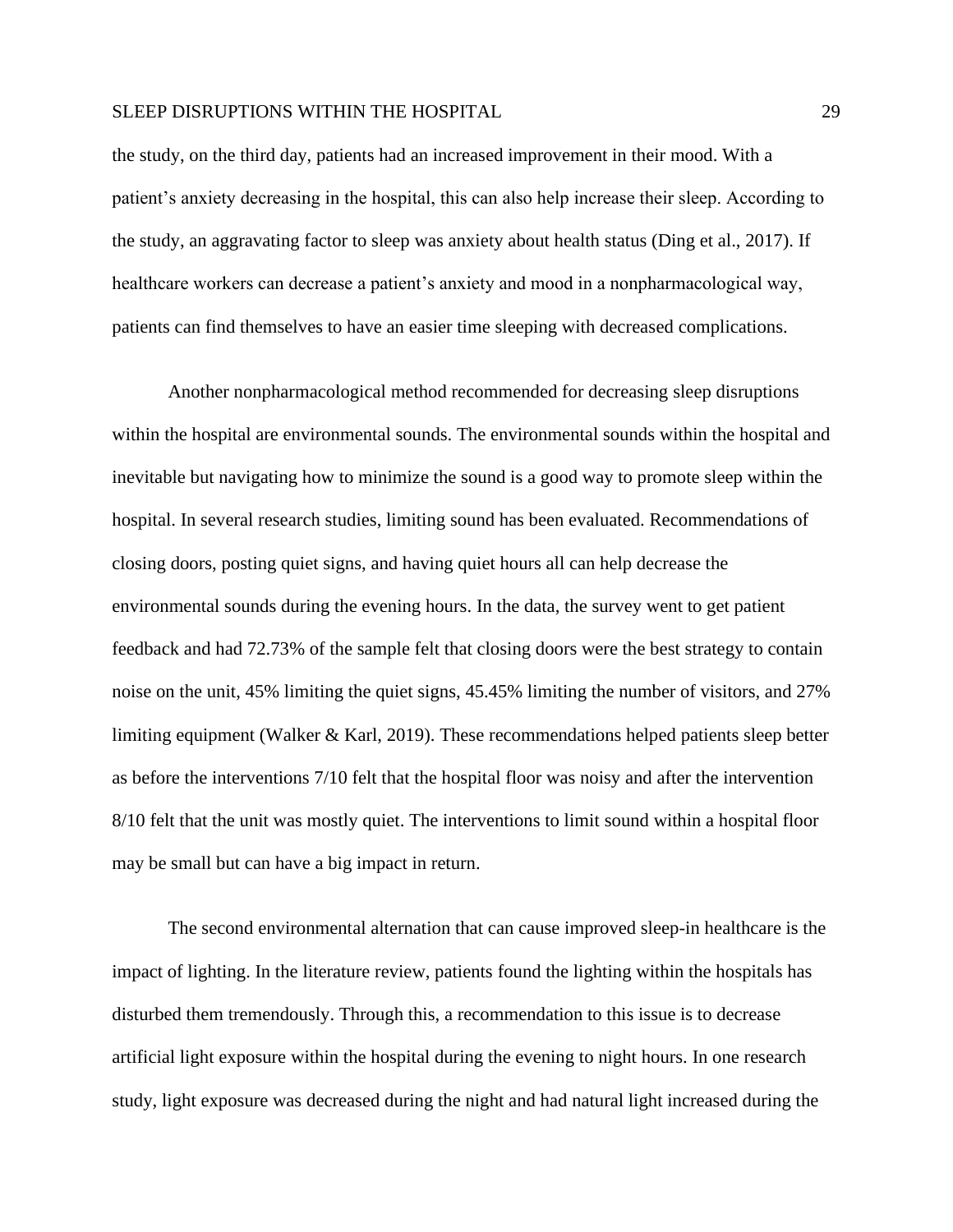the study, on the third day, patients had an increased improvement in their mood. With a patient's anxiety decreasing in the hospital, this can also help increase their sleep. According to the study, an aggravating factor to sleep was anxiety about health status (Ding et al., 2017). If healthcare workers can decrease a patient's anxiety and mood in a nonpharmacological way, patients can find themselves to have an easier time sleeping with decreased complications.

Another nonpharmacological method recommended for decreasing sleep disruptions within the hospital are environmental sounds. The environmental sounds within the hospital and inevitable but navigating how to minimize the sound is a good way to promote sleep within the hospital. In several research studies, limiting sound has been evaluated. Recommendations of closing doors, posting quiet signs, and having quiet hours all can help decrease the environmental sounds during the evening hours. In the data, the survey went to get patient feedback and had 72.73% of the sample felt that closing doors were the best strategy to contain noise on the unit, 45% limiting the quiet signs, 45.45% limiting the number of visitors, and 27% limiting equipment (Walker & Karl, 2019). These recommendations helped patients sleep better as before the interventions 7/10 felt that the hospital floor was noisy and after the intervention 8/10 felt that the unit was mostly quiet. The interventions to limit sound within a hospital floor may be small but can have a big impact in return.

The second environmental alternation that can cause improved sleep-in healthcare is the impact of lighting. In the literature review, patients found the lighting within the hospitals has disturbed them tremendously. Through this, a recommendation to this issue is to decrease artificial light exposure within the hospital during the evening to night hours. In one research study, light exposure was decreased during the night and had natural light increased during the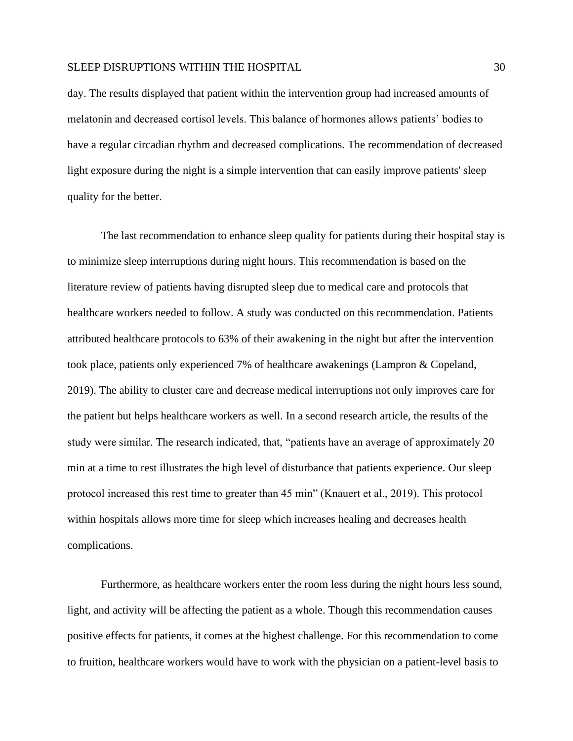day. The results displayed that patient within the intervention group had increased amounts of melatonin and decreased cortisol levels. This balance of hormones allows patients' bodies to have a regular circadian rhythm and decreased complications. The recommendation of decreased light exposure during the night is a simple intervention that can easily improve patients' sleep quality for the better.

The last recommendation to enhance sleep quality for patients during their hospital stay is to minimize sleep interruptions during night hours. This recommendation is based on the literature review of patients having disrupted sleep due to medical care and protocols that healthcare workers needed to follow. A study was conducted on this recommendation. Patients attributed healthcare protocols to 63% of their awakening in the night but after the intervention took place, patients only experienced 7% of healthcare awakenings (Lampron & Copeland, 2019). The ability to cluster care and decrease medical interruptions not only improves care for the patient but helps healthcare workers as well. In a second research article, the results of the study were similar. The research indicated, that, "patients have an average of approximately 20 min at a time to rest illustrates the high level of disturbance that patients experience. Our sleep protocol increased this rest time to greater than 45 min" (Knauert et al., 2019). This protocol within hospitals allows more time for sleep which increases healing and decreases health complications.

Furthermore, as healthcare workers enter the room less during the night hours less sound, light, and activity will be affecting the patient as a whole. Though this recommendation causes positive effects for patients, it comes at the highest challenge. For this recommendation to come to fruition, healthcare workers would have to work with the physician on a patient-level basis to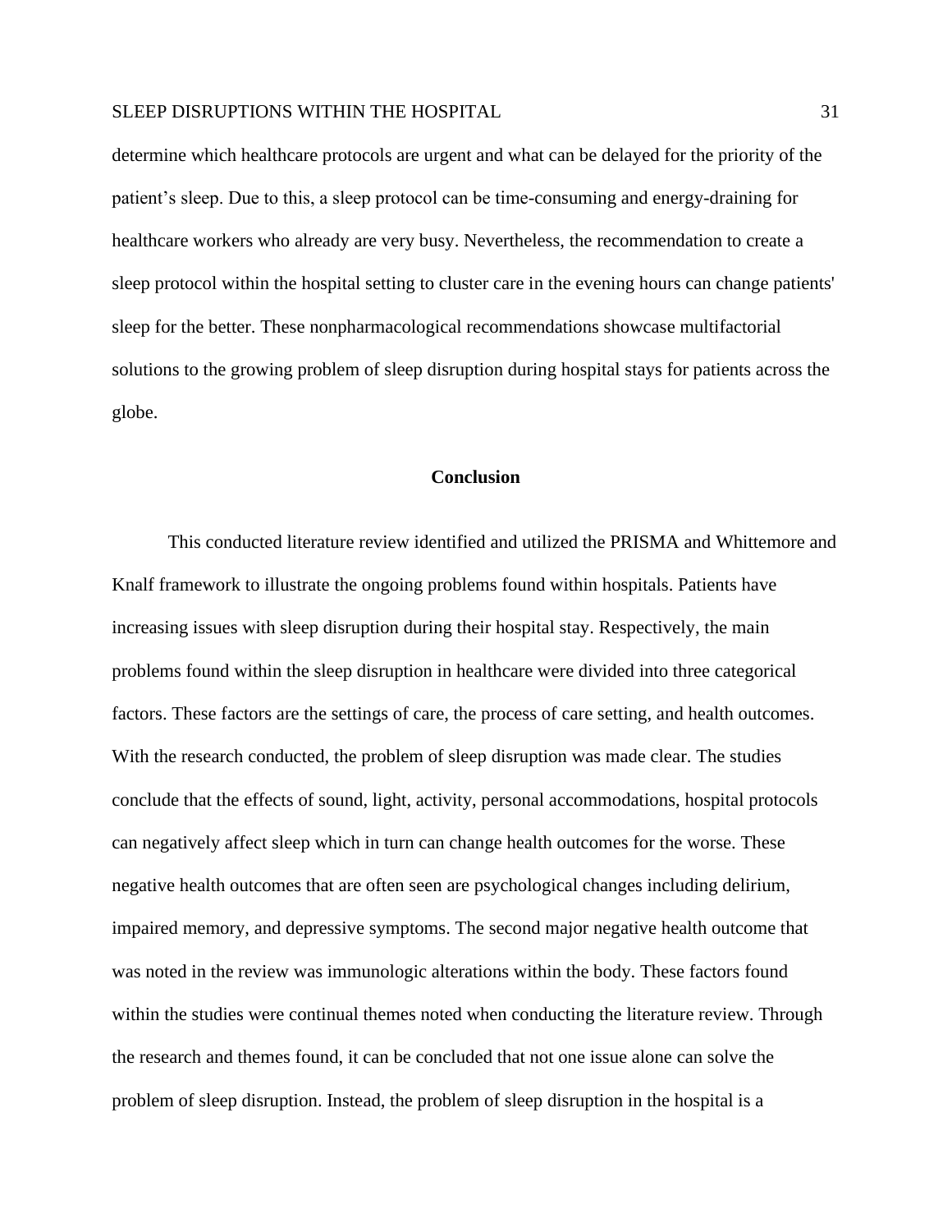determine which healthcare protocols are urgent and what can be delayed for the priority of the patient's sleep. Due to this, a sleep protocol can be time-consuming and energy-draining for healthcare workers who already are very busy. Nevertheless, the recommendation to create a sleep protocol within the hospital setting to cluster care in the evening hours can change patients' sleep for the better. These nonpharmacological recommendations showcase multifactorial solutions to the growing problem of sleep disruption during hospital stays for patients across the globe.

## Conclusion

This conducted literature review identified and utilized the PRISMA and Whittemore and Knalf framework to illustrate the ongoing problems found within hospitals. Patients have increasing issues with sleep disruption during their hospital stay. Respectively, the main problems found within the sleep disruption in healthcare were divided into three categorical factors. These factors are the settings of care, the process of care setting, and health outcomes. With the research conducted, the problem of sleep disruption was made clear. The studies conclude that the effects of sound, light, activity, personal accommodations, hospital protocols can negatively affect sleep which in turn can change health outcomes for the worse. These negative health outcomes that are often seen are psychological changes including delirium, impaired memory, and depressive symptoms. The second major negative health outcome that was noted in the review was immunologic alterations within the body. These factors found within the studies were continual themes noted when conducting the literature review. Through the research and themes found, it can be concluded that not one issue alone can solve the problem of sleep disruption. Instead, the problem of sleep disruption in the hospital is a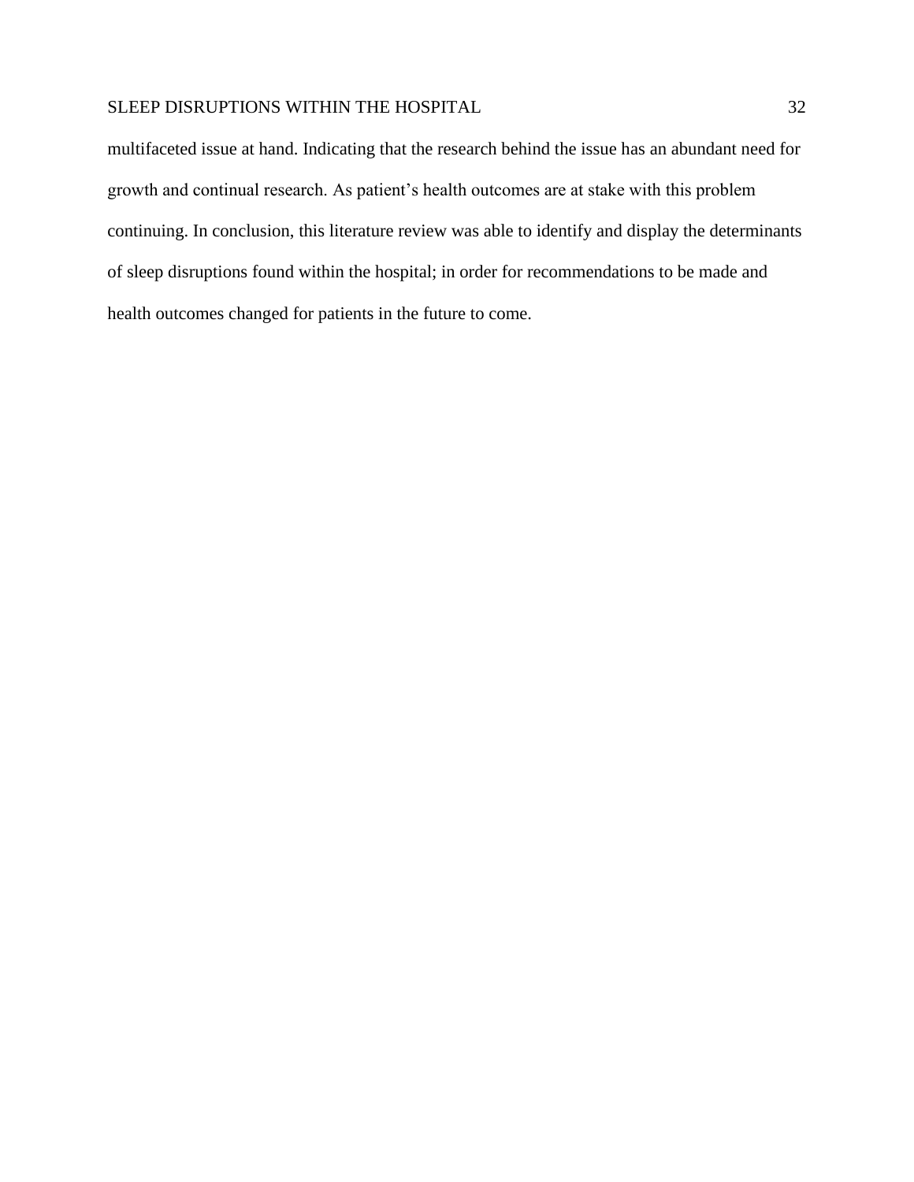multifaceted issue at hand. Indicating that the research behind the issue has an abundant need for growth and continual research. As patient's health outcomes are at stake with this problem continuing. In conclusion, this literature review was able to identify and display the determinants of sleep disruptions found within the hospital; in order for recommendations to be made and health outcomes changed for patients in the future to come.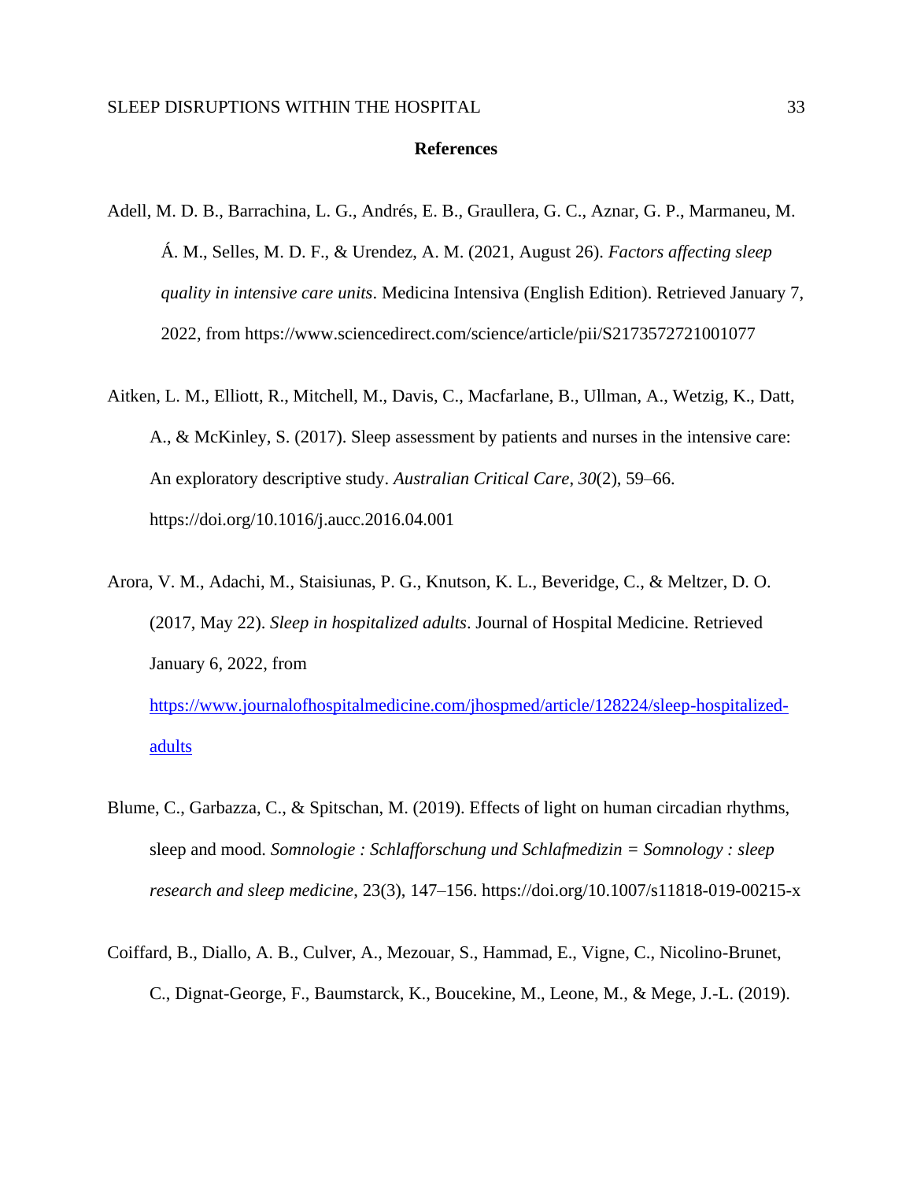# References

Adell, M. D. B., Barrachina, L. G., Andrés, E. B., Graullera, G. C., Aznar, G. P., Marmaneu, M. Á. M., Selles, M. D. F., & Urendez, A. M. (2021, August 26). *Factors affecting sleep quality in intensive care units*. Medicina Intensiva (English Edition). Retrieved January 7, 2022, from https://www.sciencedirect.com/science/article/pii/S2173572721001077

Aitken, L. M., Elliott, R., Mitchell, M., Davis, C., Macfarlane, B., Ullman, A., Wetzig, K., Datt, A., & McKinley, S. (2017). Sleep assessment by patients and nurses in the intensive care: An exploratory descriptive study. *Australian Critical Care*, *30*(2), 59–66. https://doi.org/10.1016/j.aucc.2016.04.001

Arora, V. M., Adachi, M., Staisiunas, P. G., Knutson, K. L., Beveridge, C., & Meltzer, D. O. (2017, May 22). *Sleep in hospitalized adults*. Journal of Hospital Medicine. Retrieved January 6, 2022, from https://www.journalofhospitalmedicine.com/jhospmed/article/128224/sleep-hospitalized-adults

Blume, C., Garbazza, C., & Spitschan, M. (2019). Effects of light on human circadian rhythms, sleep and mood. *Somnologie : Schlafforschung und Schlafmedizin = Somnology : sleep research and sleep medicine*, 23(3), 147–156. https://doi.org/10.1007/s11818-019-00215-x

Coiffard, B., Diallo, A. B., Culver, A., Mezouar, S., Hammad, E., Vigne, C., Nicolino-Brunet, C., Dignat-George, F., Baumstarck, K., Boucekine, M., Leone, M., & Mege, J.-L. (2019).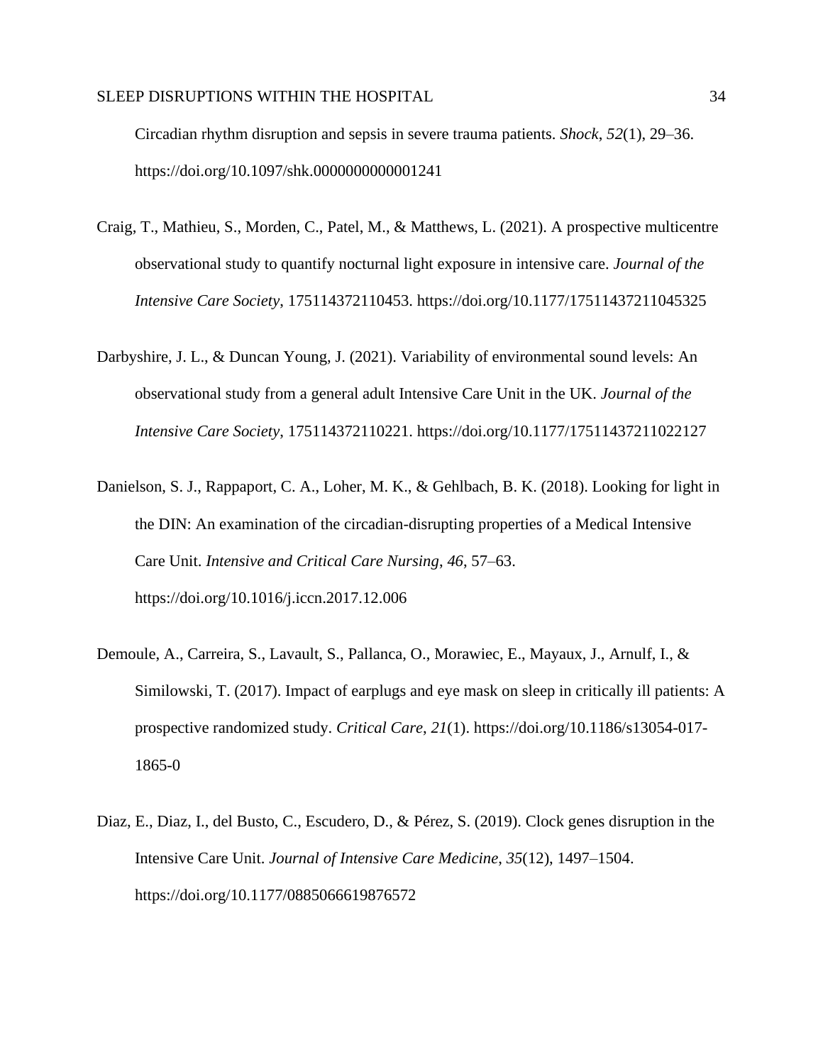Circadian rhythm disruption and sepsis in severe trauma patients. *Shock*, *52*(1), 29–36. https://doi.org/10.1097/shk.0000000000001241

Craig, T., Mathieu, S., Morden, C., Patel, M., & Matthews, L. (2021). A prospective multicentre observational study to quantify nocturnal light exposure in intensive care. *Journal of the Intensive Care Society*, 175114372110453. https://doi.org/10.1177/17511437211045325

Darbyshire, J. L., & Duncan Young, J. (2021). Variability of environmental sound levels: An observational study from a general adult Intensive Care Unit in the UK. *Journal of the Intensive Care Society*, 175114372110221. https://doi.org/10.1177/17511437211022127

Danielson, S. J., Rappaport, C. A., Loher, M. K., & Gehlbach, B. K. (2018). Looking for light in the DIN: An examination of the circadian-disrupting properties of a Medical Intensive Care Unit. *Intensive and Critical Care Nursing*, *46*, 57–63. https://doi.org/10.1016/j.iccn.2017.12.006

Demoule, A., Carreira, S., Lavault, S., Pallanca, O., Morawiec, E., Mayaux, J., Arnulf, I., & Similowski, T. (2017). Impact of earplugs and eye mask on sleep in critically ill patients: A prospective randomized study. *Critical Care*, *21*(1). https://doi.org/10.1186/s13054-017-1865-0

Diaz, E., Diaz, I., del Busto, C., Escudero, D., & Pérez, S. (2019). Clock genes disruption in the Intensive Care Unit. *Journal of Intensive Care Medicine*, *35*(12), 1497–1504. https://doi.org/10.1177/0885066619876572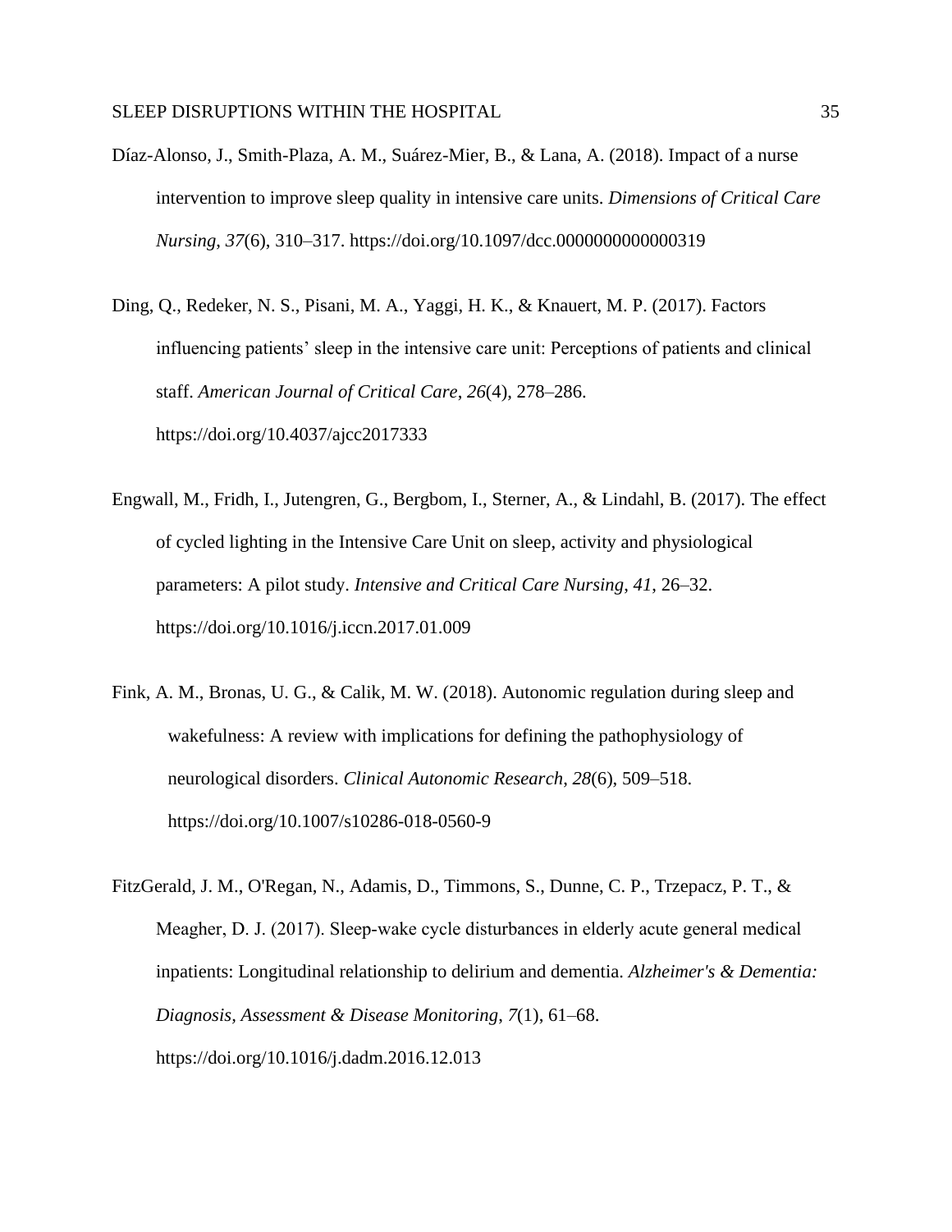Díaz-Alonso, J., Smith-Plaza, A. M., Suárez-Mier, B., & Lana, A. (2018). Impact of a nurse intervention to improve sleep quality in intensive care units. *Dimensions of Critical Care Nursing*, *37*(6), 310–317. https://doi.org/10.1097/dcc.0000000000000319

Ding, Q., Redeker, N. S., Pisani, M. A., Yaggi, H. K., & Knauert, M. P. (2017). Factors influencing patients' sleep in the intensive care unit: Perceptions of patients and clinical staff. *American Journal of Critical Care*, *26*(4), 278–286. https://doi.org/10.4037/ajcc2017333

Engwall, M., Fridh, I., Jutengren, G., Bergbom, I., Sterner, A., & Lindahl, B. (2017). The effect of cycled lighting in the Intensive Care Unit on sleep, activity and physiological parameters: A pilot study. *Intensive and Critical Care Nursing*, *41*, 26–32. https://doi.org/10.1016/j.iccn.2017.01.009

Fink, A. M., Bronas, U. G., & Calik, M. W. (2018). Autonomic regulation during sleep and wakefulness: A review with implications for defining the pathophysiology of neurological disorders. *Clinical Autonomic Research*, *28*(6), 509–518. https://doi.org/10.1007/s10286-018-0560-9

FitzGerald, J. M., O'Regan, N., Adamis, D., Timmons, S., Dunne, C. P., Trzepacz, P. T., & Meagher, D. J. (2017). Sleep-wake cycle disturbances in elderly acute general medical inpatients: Longitudinal relationship to delirium and dementia. *Alzheimer's & Dementia: Diagnosis, Assessment & Disease Monitoring*, *7*(1), 61–68. https://doi.org/10.1016/j.dadm.2016.12.013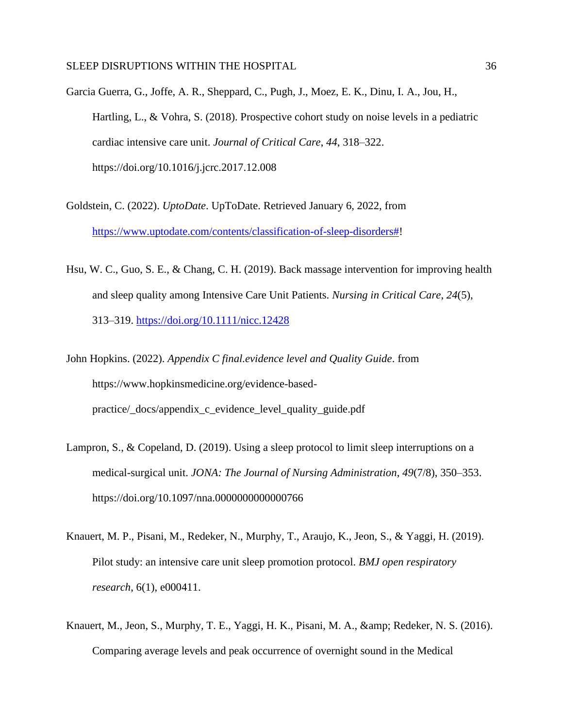Garcia Guerra, G., Joffe, A. R., Sheppard, C., Pugh, J., Moez, E. K., Dinu, I. A., Jou, H., Hartling, L., & Vohra, S. (2018). Prospective cohort study on noise levels in a pediatric cardiac intensive care unit. *Journal of Critical Care*, *44*, 318–322. https://doi.org/10.1016/j.jcrc.2017.12.008

Goldstein, C. (2022). *UptoDate*. UpToDate. Retrieved January 6, 2022, from https://www.uptodate.com/contents/classification-of-sleep-disorders#!

Hsu, W. C., Guo, S. E., & Chang, C. H. (2019). Back massage intervention for improving health and sleep quality among Intensive Care Unit Patients. *Nursing in Critical Care*, *24*(5), 313–319. https://doi.org/10.1111/nicc.12428

John Hopkins. (2022). *Appendix C final.evidence level and Quality Guide*. from https://www.hopkinsmedicine.org/evidence-based-practice/_docs/appendix_c_evidence_level_quality_guide.pdf

Lampron, S., & Copeland, D. (2019). Using a sleep protocol to limit sleep interruptions on a medical-surgical unit. *JONA: The Journal of Nursing Administration*, *49*(7/8), 350–353. https://doi.org/10.1097/nna.0000000000000766

Knauert, M. P., Pisani, M., Redeker, N., Murphy, T., Araujo, K., Jeon, S., & Yaggi, H. (2019). Pilot study: an intensive care unit sleep promotion protocol. *BMJ open respiratory research*, 6(1), e000411.

Knauert, M., Jeon, S., Murphy, T. E., Yaggi, H. K., Pisani, M. A., &amp; Redeker, N. S. (2016). Comparing average levels and peak occurrence of overnight sound in the Medical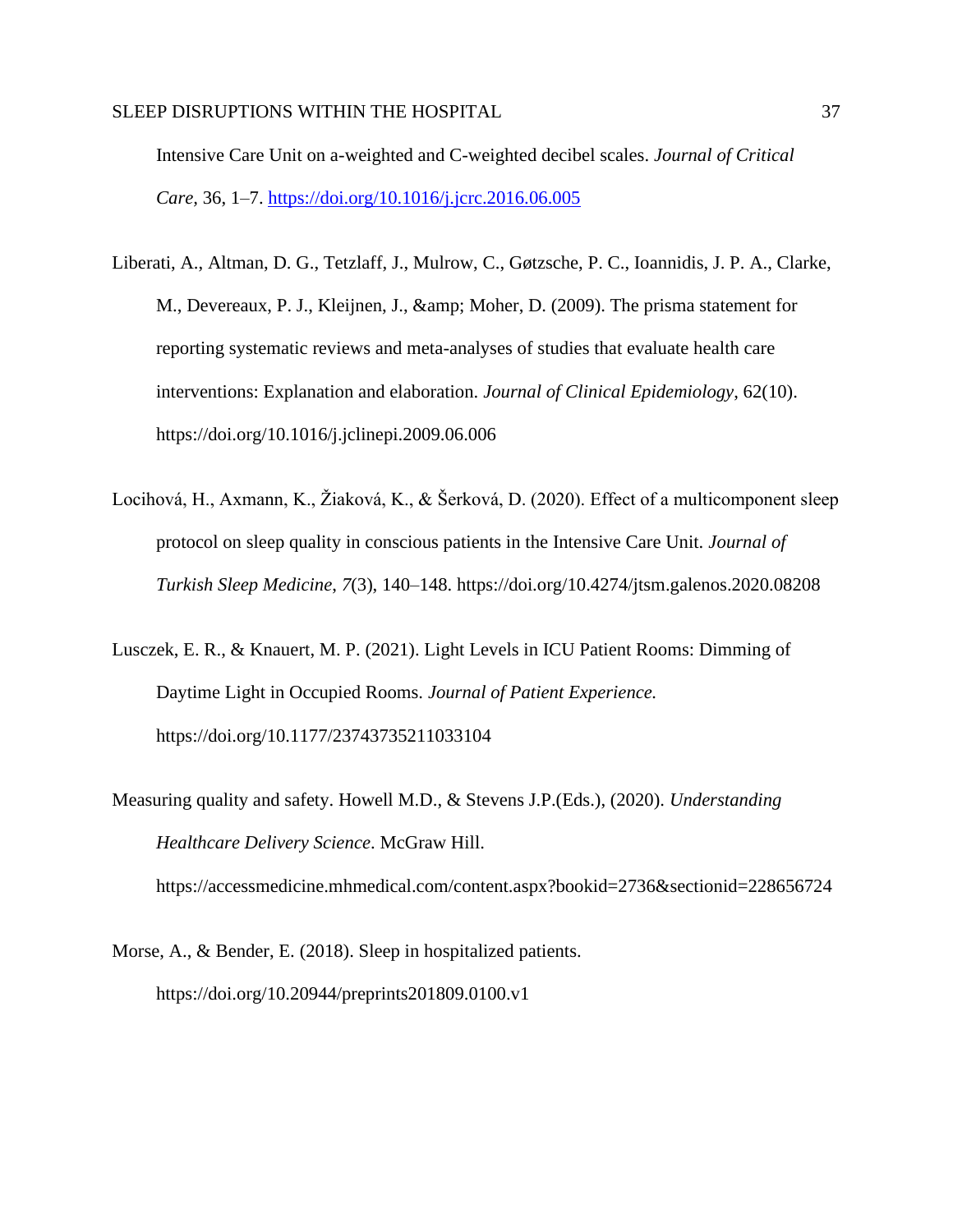Intensive Care Unit on a-weighted and C-weighted decibel scales. *Journal of Critical Care*, 36, 1–7. https://doi.org/10.1016/j.jcrc.2016.06.005

Liberati, A., Altman, D. G., Tetzlaff, J., Mulrow, C., Gøtzsche, P. C., Ioannidis, J. P. A., Clarke, M., Devereaux, P. J., Kleijnen, J., &amp; Moher, D. (2009). The prisma statement for reporting systematic reviews and meta-analyses of studies that evaluate health care interventions: Explanation and elaboration. *Journal of Clinical Epidemiology*, 62(10). https://doi.org/10.1016/j.jclinepi.2009.06.006

Locihová, H., Axmann, K., Žiaková, K., & Šerková, D. (2020). Effect of a multicomponent sleep protocol on sleep quality in conscious patients in the Intensive Care Unit. *Journal of Turkish Sleep Medicine*, *7*(3), 140–148. https://doi.org/10.4274/jtsm.galenos.2020.08208

Lusczek, E. R., & Knauert, M. P. (2021). Light Levels in ICU Patient Rooms: Dimming of Daytime Light in Occupied Rooms. *Journal of Patient Experience.* https://doi.org/10.1177/23743735211033104

Measuring quality and safety. Howell M.D., & Stevens J.P.(Eds.), (2020). *Understanding Healthcare Delivery Science*. McGraw Hill. https://accessmedicine.mhmedical.com/content.aspx?bookid=2736&sectionid=228656724

Morse, A., & Bender, E. (2018). Sleep in hospitalized patients. https://doi.org/10.20944/preprints201809.0100.v1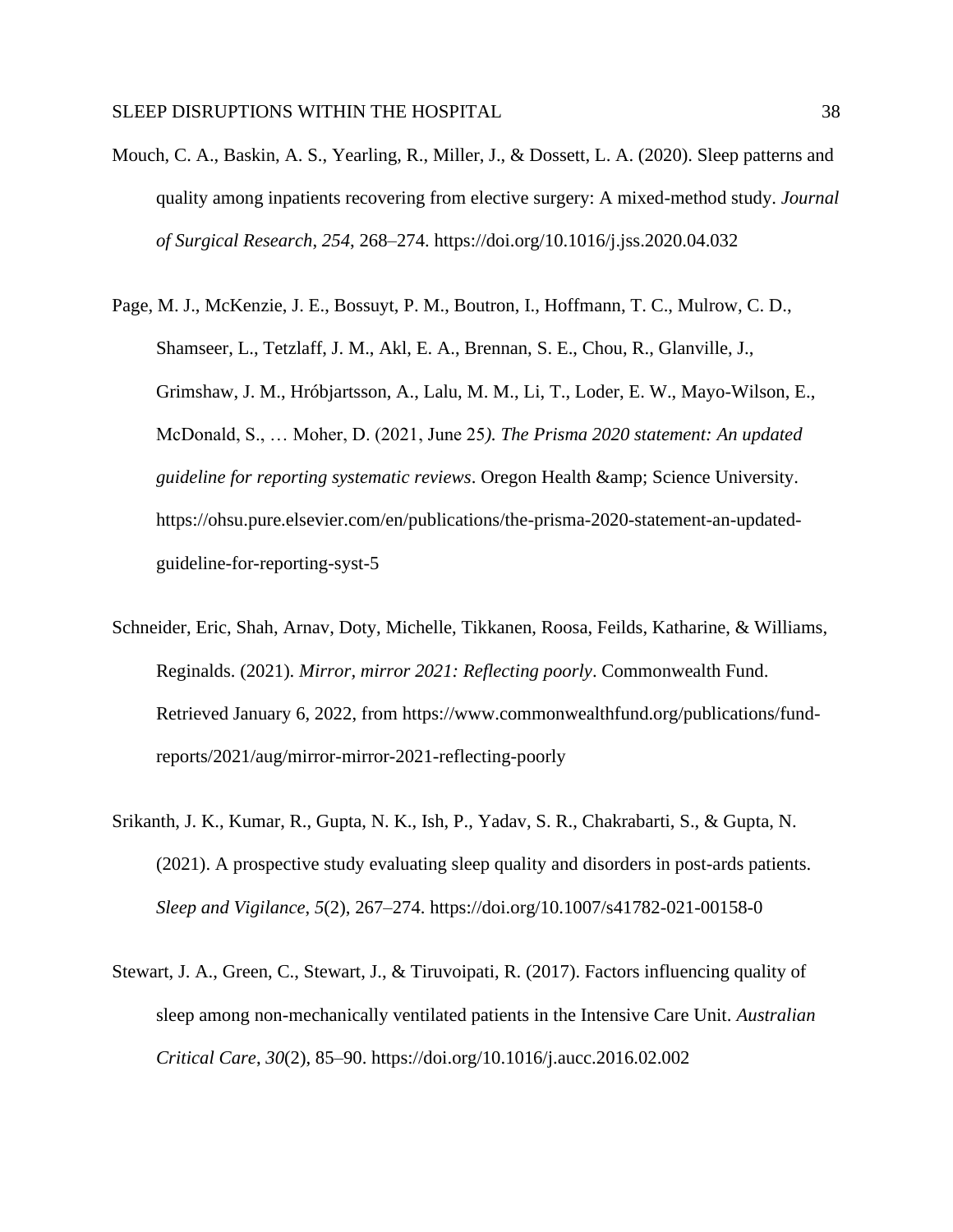Mouch, C. A., Baskin, A. S., Yearling, R., Miller, J., & Dossett, L. A. (2020). Sleep patterns and quality among inpatients recovering from elective surgery: A mixed-method study. *Journal of Surgical Research*, *254*, 268–274. https://doi.org/10.1016/j.jss.2020.04.032

Page, M. J., McKenzie, J. E., Bossuyt, P. M., Boutron, I., Hoffmann, T. C., Mulrow, C. D., Shamseer, L., Tetzlaff, J. M., Akl, E. A., Brennan, S. E., Chou, R., Glanville, J., Grimshaw, J. M., Hróbjartsson, A., Lalu, M. M., Li, T., Loder, E. W., Mayo-Wilson, E., McDonald, S., … Moher, D. (2021, June 25*). The Prisma 2020 statement: An updated guideline for reporting systematic reviews*. Oregon Health &amp; Science University. https://ohsu.pure.elsevier.com/en/publications/the-prisma-2020-statement-an-updated-guideline-for-reporting-syst-5

Schneider, Eric, Shah, Arnav, Doty, Michelle, Tikkanen, Roosa, Feilds, Katharine, & Williams, Reginalds. (2021). *Mirror, mirror 2021: Reflecting poorly*. Commonwealth Fund. Retrieved January 6, 2022, from https://www.commonwealthfund.org/publications/fund-reports/2021/aug/mirror-mirror-2021-reflecting-poorly

Srikanth, J. K., Kumar, R., Gupta, N. K., Ish, P., Yadav, S. R., Chakrabarti, S., & Gupta, N. (2021). A prospective study evaluating sleep quality and disorders in post-ards patients. *Sleep and Vigilance*, *5*(2), 267–274. https://doi.org/10.1007/s41782-021-00158-0

Stewart, J. A., Green, C., Stewart, J., & Tiruvoipati, R. (2017). Factors influencing quality of sleep among non-mechanically ventilated patients in the Intensive Care Unit. *Australian Critical Care*, *30*(2), 85–90. https://doi.org/10.1016/j.aucc.2016.02.002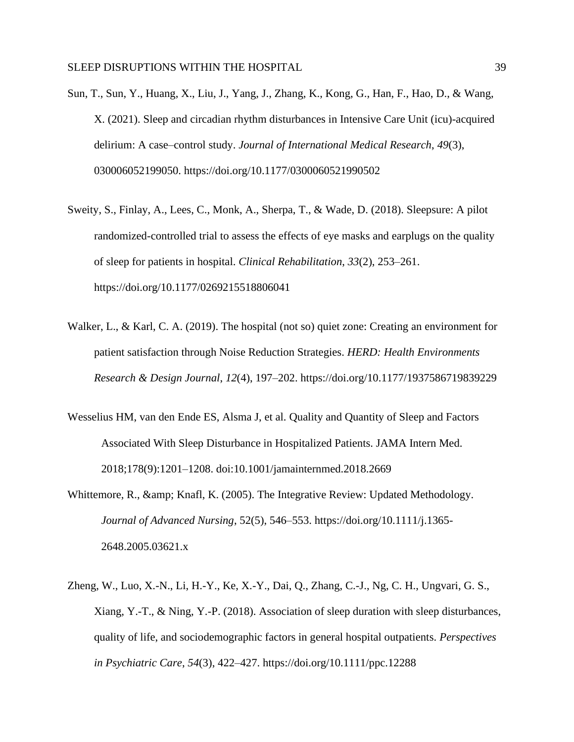Sun, T., Sun, Y., Huang, X., Liu, J., Yang, J., Zhang, K., Kong, G., Han, F., Hao, D., & Wang, X. (2021). Sleep and circadian rhythm disturbances in Intensive Care Unit (icu)-acquired delirium: A case–control study. *Journal of International Medical Research*, *49*(3), 030006052199050. https://doi.org/10.1177/0300060521990502

Sweity, S., Finlay, A., Lees, C., Monk, A., Sherpa, T., & Wade, D. (2018). Sleepsure: A pilot randomized-controlled trial to assess the effects of eye masks and earplugs on the quality of sleep for patients in hospital. *Clinical Rehabilitation*, *33*(2), 253–261. https://doi.org/10.1177/0269215518806041

Walker, L., & Karl, C. A. (2019). The hospital (not so) quiet zone: Creating an environment for patient satisfaction through Noise Reduction Strategies. *HERD: Health Environments Research & Design Journal*, *12*(4), 197–202. https://doi.org/10.1177/1937586719839229

Wesselius HM, van den Ende ES, Alsma J, et al. Quality and Quantity of Sleep and Factors Associated With Sleep Disturbance in Hospitalized Patients. JAMA Intern Med. 2018;178(9):1201–1208. doi:10.1001/jamainternmed.2018.2669

Whittemore, R., &amp; Knafl, K. (2005). The Integrative Review: Updated Methodology. *Journal of Advanced Nursing*, 52(5), 546–553. https://doi.org/10.1111/j.1365-2648.2005.03621.x

Zheng, W., Luo, X.-N., Li, H.-Y., Ke, X.-Y., Dai, Q., Zhang, C.-J., Ng, C. H., Ungvari, G. S., Xiang, Y.-T., & Ning, Y.-P. (2018). Association of sleep duration with sleep disturbances, quality of life, and sociodemographic factors in general hospital outpatients. *Perspectives in Psychiatric Care*, *54*(3), 422–427. https://doi.org/10.1111/ppc.12288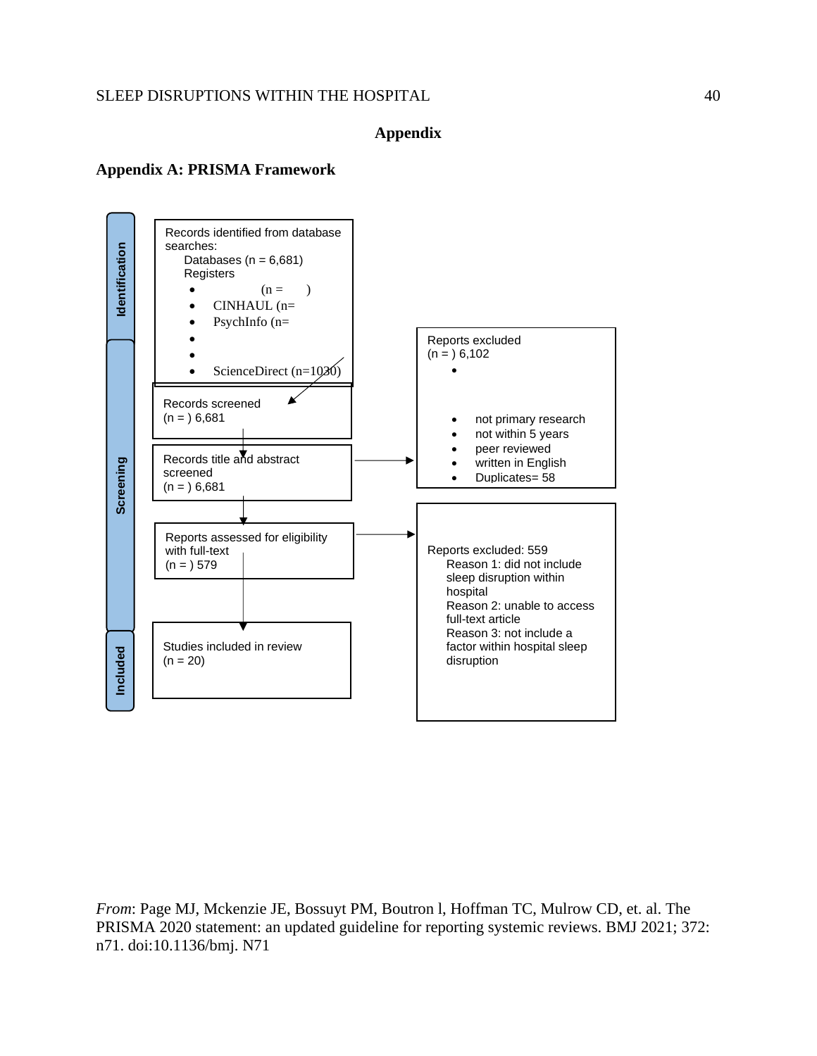# Appendix

## Appendix A: PRISMA Framework

**Identification**

Records identified from database searches:
Databases (n = 6,681)
Registers

- (n = )
- CINHAUL (n=
- PsychInfo (n=
- 
- 
- ScienceDirect (n=1030)

**Screening**

Records screened
(n = ) 6,681

Records title and abstract screened
(n = ) 6,681

Reports excluded
(n = ) 6,102

- 
- not primary research
- not within 5 years
- peer reviewed
- written in English
- Duplicates= 58

Reports assessed for eligibility with full-text
(n = ) 579

Reports excluded: 559
Reason 1: did not include sleep disruption within hospital
Reason 2: unable to access full-text article
Reason 3: not include a factor within hospital sleep disruption

**Included**

Studies included in review
(n = 20)

*From*: Page MJ, Mckenzie JE, Bossuyt PM, Boutron l, Hoffman TC, Mulrow CD, et. al. The PRISMA 2020 statement: an updated guideline for reporting systemic reviews. BMJ 2021; 372: n71. doi:10.1136/bmj. N71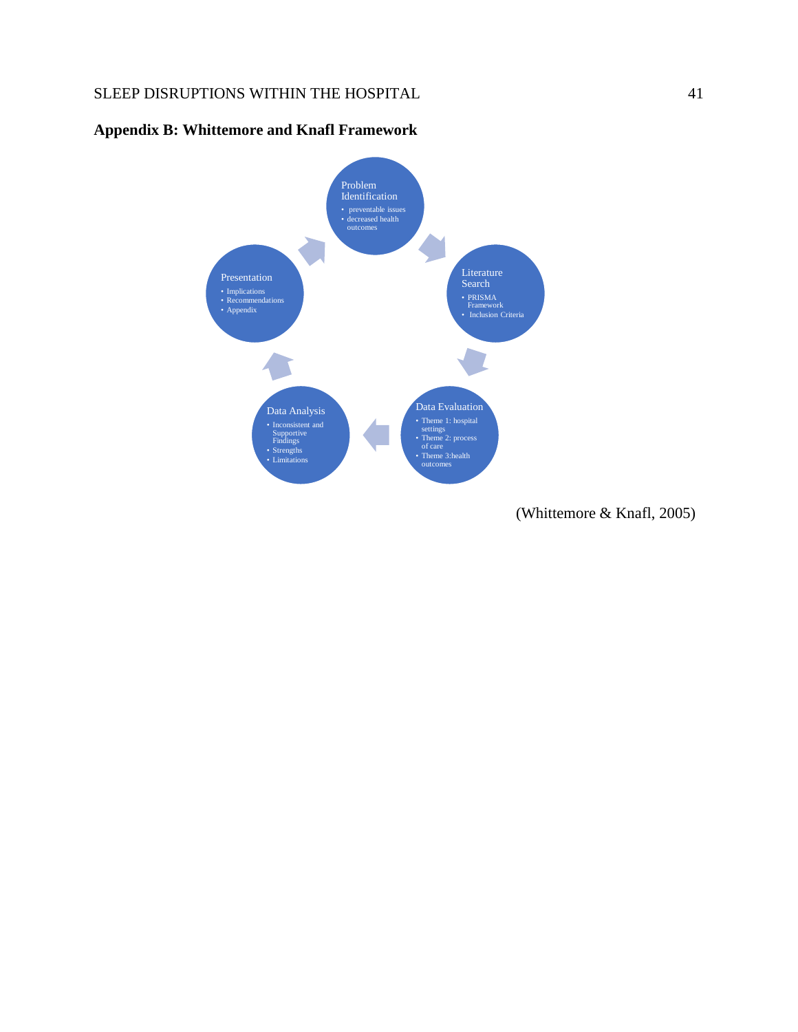## Appendix B: Whittemore and Knafl Framework

Problem Identification
- preventable issues
- decreased health outcomes

Literature Search
- PRISMA Framework
- Inclusion Criteria

Data Evaluation
- Theme 1: hospital settings
- Theme 2: process of care
- Theme 3:health outcomes

Data Analysis
- Inconsistent and Supportive Findings
- Strengths
- Limitations

Presentation
- Implications
- Recommendations
- Appendix

(Whittemore & Knafl, 2005)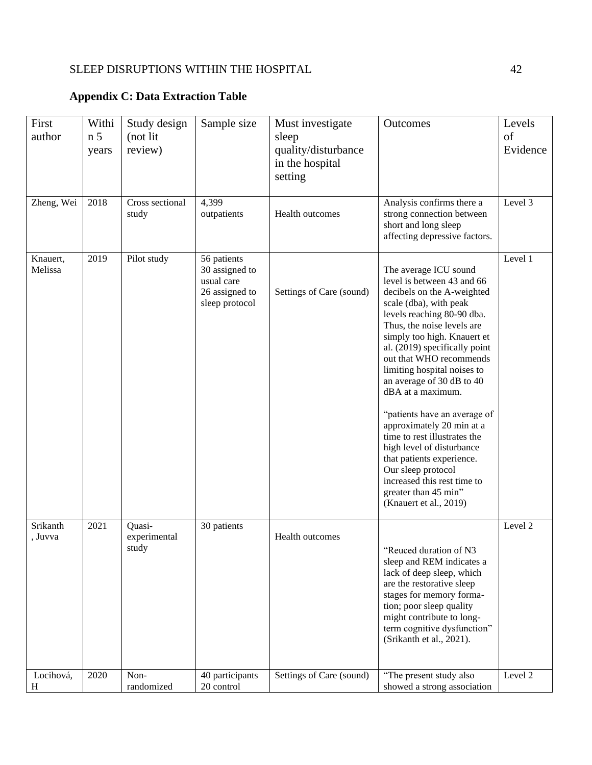**Appendix C: Data Extraction Table**

| First author | Within 5 years | Study design (not lit review) | Sample size | Must investigate sleep quality/disturbance in the hospital setting | Outcomes | Levels of Evidence |
|---|---|---|---|---|---|---|
| Zheng, Wei | 2018 | Cross sectional study | 4,399 outpatients | Health outcomes | Analysis confirms there a strong connection between short and long sleep affecting depressive factors. | Level 3 |
| Knauert, Melissa | 2019 | Pilot study | 56 patients 30 assigned to usual care 26 assigned to sleep protocol | Settings of Care (sound) | The average ICU sound level is between 43 and 66 decibels on the A-weighted scale (dba), with peak levels reaching 80-90 dba. Thus, the noise levels are simply too high. Knauert et al. (2019) specifically point out that WHO recommends limiting hospital noises to an average of 30 dB to 40 dBA at a maximum.<br><br>"patients have an average of approximately 20 min at a time to rest illustrates the high level of disturbance that patients experience. Our sleep protocol increased this rest time to greater than 45 min" (Knauert et al., 2019) | Level 1 |
| Srikanth, Juvva | 2021 | Quasi-experimental study | 30 patients | Health outcomes | "Reuced duration of N3 sleep and REM indicates a lack of deep sleep, which are the restorative sleep stages for memory formation; poor sleep quality might contribute to long-term cognitive dysfunction" (Srikanth et al., 2021). | Level 2 |
| Locihová, H | 2020 | Non-randomized | 40 participants 20 control | Settings of Care (sound) | "The present study also showed a strong association | Level 2 |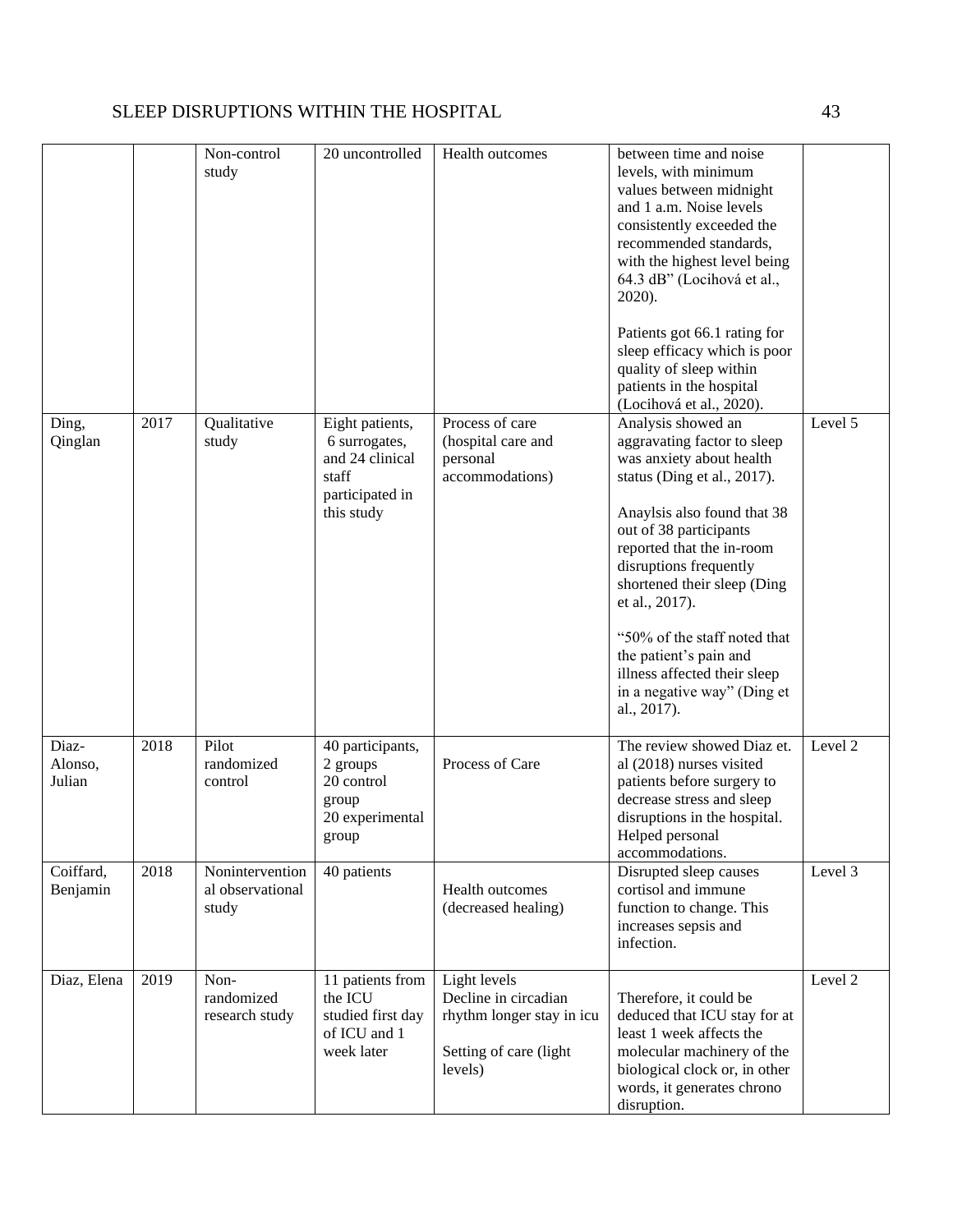| | | | | | | |
|---|---|---|---|---|---|---|
| | | Non-control study | 20 uncontrolled | Health outcomes | between time and noise levels, with minimum values between midnight and 1 a.m. Noise levels consistently exceeded the recommended standards, with the highest level being 64.3 dB" (Locihová et al., 2020).<br><br>Patients got 66.1 rating for sleep efficacy which is poor quality of sleep within patients in the hospital (Locihová et al., 2020). | |
| Ding, Qinglan | 2017 | Qualitative study | Eight patients, 6 surrogates, and 24 clinical staff participated in this study | Process of care (hospital care and personal accommodations) | Analysis showed an aggravating factor to sleep was anxiety about health status (Ding et al., 2017).<br><br>Anaylsis also found that 38 out of 38 participants reported that the in-room disruptions frequently shortened their sleep (Ding et al., 2017).<br><br>"50% of the staff noted that the patient's pain and illness affected their sleep in a negative way" (Ding et al., 2017). | Level 5 |
| Diaz-Alonso, Julian | 2018 | Pilot randomized control | 40 participants, 2 groups 20 control group 20 experimental group | Process of Care | The review showed Diaz et. al (2018) nurses visited patients before surgery to decrease stress and sleep disruptions in the hospital. Helped personal accommodations. | Level 2 |
| Coiffard, Benjamin | 2018 | Nonintervention al observational study | 40 patients | Health outcomes (decreased healing) | Disrupted sleep causes cortisol and immune function to change. This increases sepsis and infection. | Level 3 |
| Diaz, Elena | 2019 | Non-randomized research study | 11 patients from the ICU studied first day of ICU and 1 week later | Light levels Decline in circadian rhythm longer stay in icu<br><br>Setting of care (light levels) | Therefore, it could be deduced that ICU stay for at least 1 week affects the molecular machinery of the biological clock or, in other words, it generates chrono disruption. | Level 2 |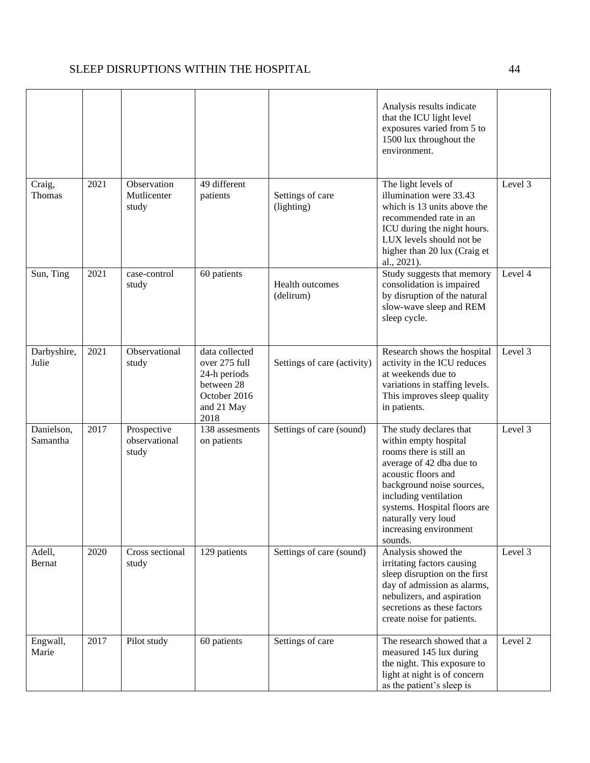| | | | | | | |
|---|---|---|---|---|---|---|
| | | | | | Analysis results indicate that the ICU light level exposures varied from 5 to 1500 lux throughout the environment. | |
| Craig, Thomas | 2021 | Observation Mutlicenter study | 49 different patients | Settings of care (lighting) | The light levels of illumination were 33.43 which is 13 units above the recommended rate in an ICU during the night hours. LUX levels should not be higher than 20 lux (Craig et al., 2021). | Level 3 |
| Sun, Ting | 2021 | case-control study | 60 patients | Health outcomes (delirum) | Study suggests that memory consolidation is impaired by disruption of the natural slow-wave sleep and REM sleep cycle. | Level 4 |
| Darbyshire, Julie | 2021 | Observational study | data collected over 275 full 24-h periods between 28 October 2016 and 21 May 2018 | Settings of care (activity) | Research shows the hospital activity in the ICU reduces at weekends due to variations in staffing levels. This improves sleep quality in patients. | Level 3 |
| Danielson, Samantha | 2017 | Prospective observational study | 138 assesments on patients | Settings of care (sound) | The study declares that within empty hospital rooms there is still an average of 42 dba due to acoustic floors and background noise sources, including ventilation systems. Hospital floors are naturally very loud increasing environment sounds. | Level 3 |
| Adell, Bernat | 2020 | Cross sectional study | 129 patients | Settings of care (sound) | Analysis showed the irritating factors causing sleep disruption on the first day of admission as alarms, nebulizers, and aspiration secretions as these factors create noise for patients. | Level 3 |
| Engwall, Marie | 2017 | Pilot study | 60 patients | Settings of care | The research showed that a measured 145 lux during the night. This exposure to light at night is of concern as the patient's sleep is | Level 2 |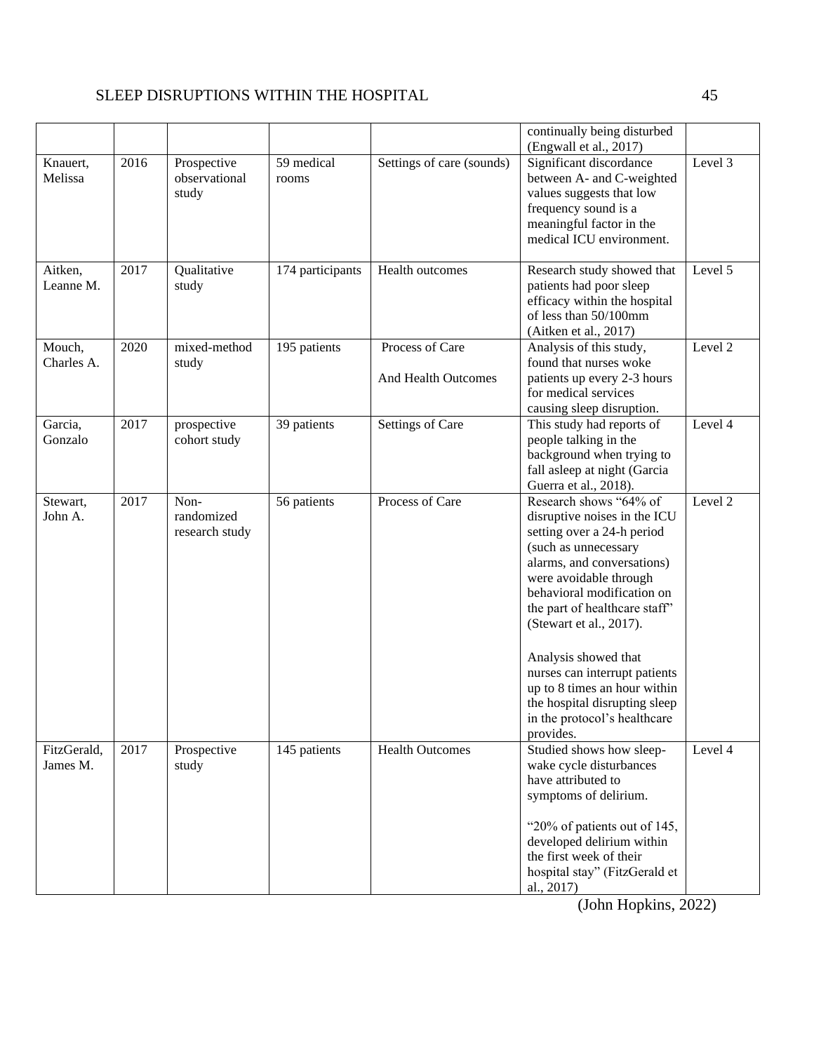| | | | | | | |
|---|---|---|---|---|---|---|
| | | | | | continually being disturbed (Engwall et al., 2017) | |
| Knauert, Melissa | 2016 | Prospective observational study | 59 medical rooms | Settings of care (sounds) | Significant discordance between A- and C-weighted values suggests that low frequency sound is a meaningful factor in the medical ICU environment. | Level 3 |
| Aitken, Leanne M. | 2017 | Qualitative study | 174 participants | Health outcomes | Research study showed that patients had poor sleep efficacy within the hospital of less than 50/100mm (Aitken et al., 2017) | Level 5 |
| Mouch, Charles A. | 2020 | mixed-method study | 195 patients | Process of Care<br><br>And Health Outcomes | Analysis of this study, found that nurses woke patients up every 2-3 hours for medical services causing sleep disruption. | Level 2 |
| Garcia, Gonzalo | 2017 | prospective cohort study | 39 patients | Settings of Care | This study had reports of people talking in the background when trying to fall asleep at night (Garcia Guerra et al., 2018). | Level 4 |
| Stewart, John A. | 2017 | Non-randomized research study | 56 patients | Process of Care | Research shows "64% of disruptive noises in the ICU setting over a 24-h period (such as unnecessary alarms, and conversations) were avoidable through behavioral modification on the part of healthcare staff" (Stewart et al., 2017).<br><br>Analysis showed that nurses can interrupt patients up to 8 times an hour within the hospital disrupting sleep in the protocol's healthcare provides. | Level 2 |
| FitzGerald, James M. | 2017 | Prospective study | 145 patients | Health Outcomes | Studied shows how sleep-wake cycle disturbances have attributed to symptoms of delirium.<br><br>"20% of patients out of 145, developed delirium within the first week of their hospital stay" (FitzGerald et al., 2017) | Level 4 |

(John Hopkins, 2022)